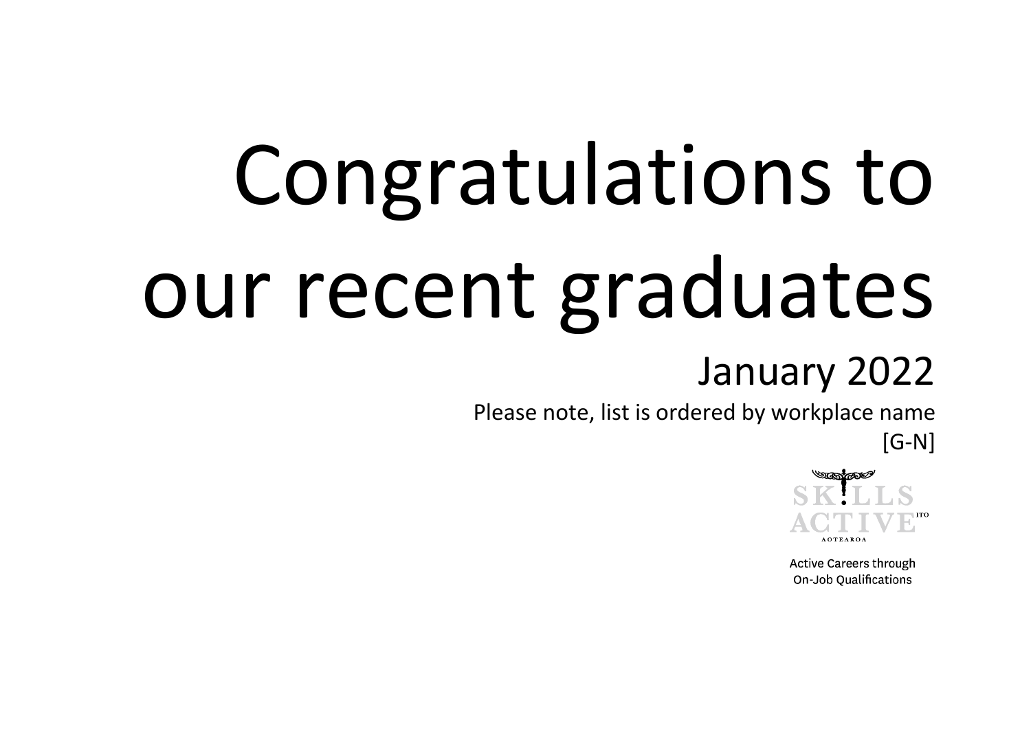# Congratulations to our recent graduates

## January 2022

Please note, list is ordered by workplace name [G-N]

SKILLS ACTIVE ITO AOTEAROA

Active Careers through On-Job Qualifications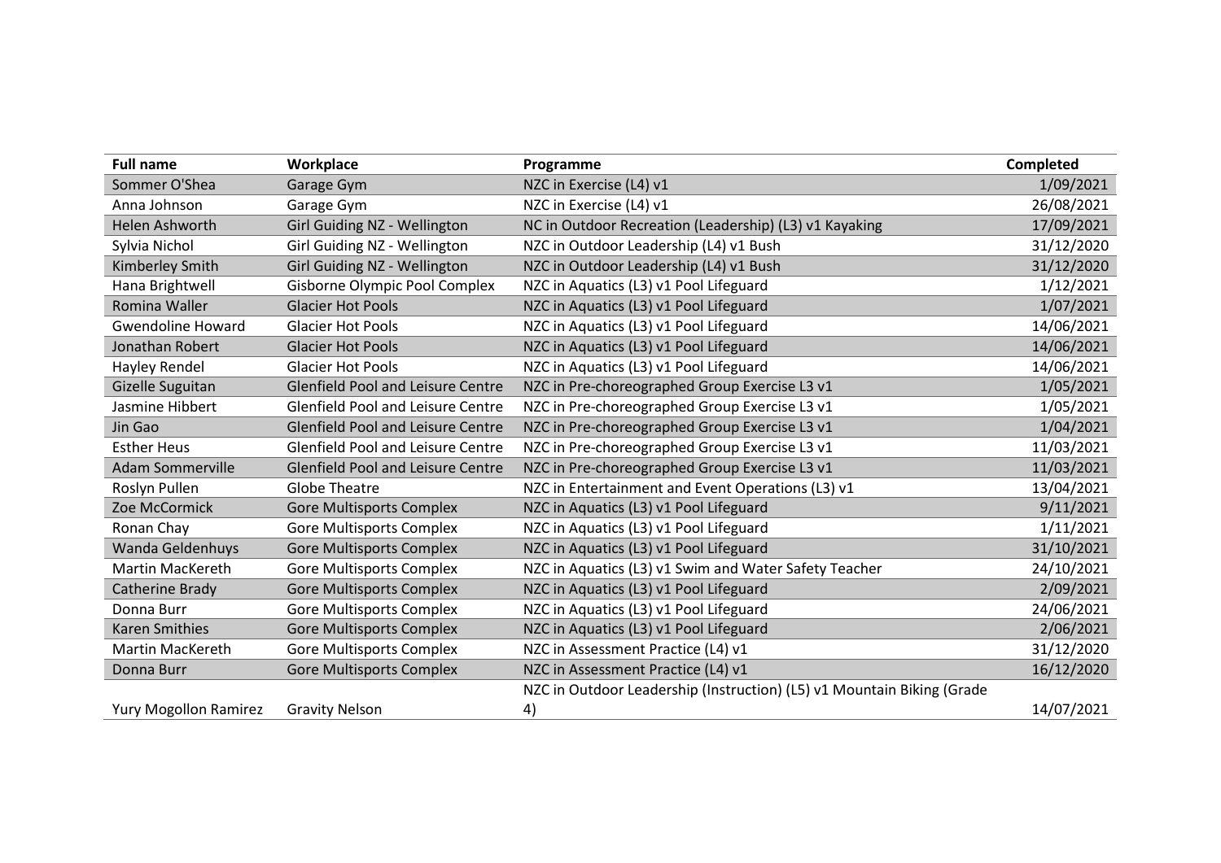| Full name | Workplace | Programme | Completed |
|---|---|---|---|
| Sommer O'Shea | Garage Gym | NZC in Exercise (L4) v1 | 1/09/2021 |
| Anna Johnson | Garage Gym | NZC in Exercise (L4) v1 | 26/08/2021 |
| Helen Ashworth | Girl Guiding NZ - Wellington | NC in Outdoor Recreation (Leadership) (L3) v1 Kayaking | 17/09/2021 |
| Sylvia Nichol | Girl Guiding NZ - Wellington | NZC in Outdoor Leadership (L4) v1 Bush | 31/12/2020 |
| Kimberley Smith | Girl Guiding NZ - Wellington | NZC in Outdoor Leadership (L4) v1 Bush | 31/12/2020 |
| Hana Brightwell | Gisborne Olympic Pool Complex | NZC in Aquatics (L3) v1 Pool Lifeguard | 1/12/2021 |
| Romina Waller | Glacier Hot Pools | NZC in Aquatics (L3) v1 Pool Lifeguard | 1/07/2021 |
| Gwendoline Howard | Glacier Hot Pools | NZC in Aquatics (L3) v1 Pool Lifeguard | 14/06/2021 |
| Jonathan Robert | Glacier Hot Pools | NZC in Aquatics (L3) v1 Pool Lifeguard | 14/06/2021 |
| Hayley Rendel | Glacier Hot Pools | NZC in Aquatics (L3) v1 Pool Lifeguard | 14/06/2021 |
| Gizelle Suguitan | Glenfield Pool and Leisure Centre | NZC in Pre-choreographed Group Exercise L3 v1 | 1/05/2021 |
| Jasmine Hibbert | Glenfield Pool and Leisure Centre | NZC in Pre-choreographed Group Exercise L3 v1 | 1/05/2021 |
| Jin Gao | Glenfield Pool and Leisure Centre | NZC in Pre-choreographed Group Exercise L3 v1 | 1/04/2021 |
| Esther Heus | Glenfield Pool and Leisure Centre | NZC in Pre-choreographed Group Exercise L3 v1 | 11/03/2021 |
| Adam Sommerville | Glenfield Pool and Leisure Centre | NZC in Pre-choreographed Group Exercise L3 v1 | 11/03/2021 |
| Roslyn Pullen | Globe Theatre | NZC in Entertainment and Event Operations (L3) v1 | 13/04/2021 |
| Zoe McCormick | Gore Multisports Complex | NZC in Aquatics (L3) v1 Pool Lifeguard | 9/11/2021 |
| Ronan Chay | Gore Multisports Complex | NZC in Aquatics (L3) v1 Pool Lifeguard | 1/11/2021 |
| Wanda Geldenhuys | Gore Multisports Complex | NZC in Aquatics (L3) v1 Pool Lifeguard | 31/10/2021 |
| Martin MacKereth | Gore Multisports Complex | NZC in Aquatics (L3) v1 Swim and Water Safety Teacher | 24/10/2021 |
| Catherine Brady | Gore Multisports Complex | NZC in Aquatics (L3) v1 Pool Lifeguard | 2/09/2021 |
| Donna Burr | Gore Multisports Complex | NZC in Aquatics (L3) v1 Pool Lifeguard | 24/06/2021 |
| Karen Smithies | Gore Multisports Complex | NZC in Aquatics (L3) v1 Pool Lifeguard | 2/06/2021 |
| Martin MacKereth | Gore Multisports Complex | NZC in Assessment Practice (L4) v1 | 31/12/2020 |
| Donna Burr | Gore Multisports Complex | NZC in Assessment Practice (L4) v1 | 16/12/2020 |
| Yury Mogollon Ramirez | Gravity Nelson | NZC in Outdoor Leadership (Instruction) (L5) v1 Mountain Biking (Grade 4) | 14/07/2021 |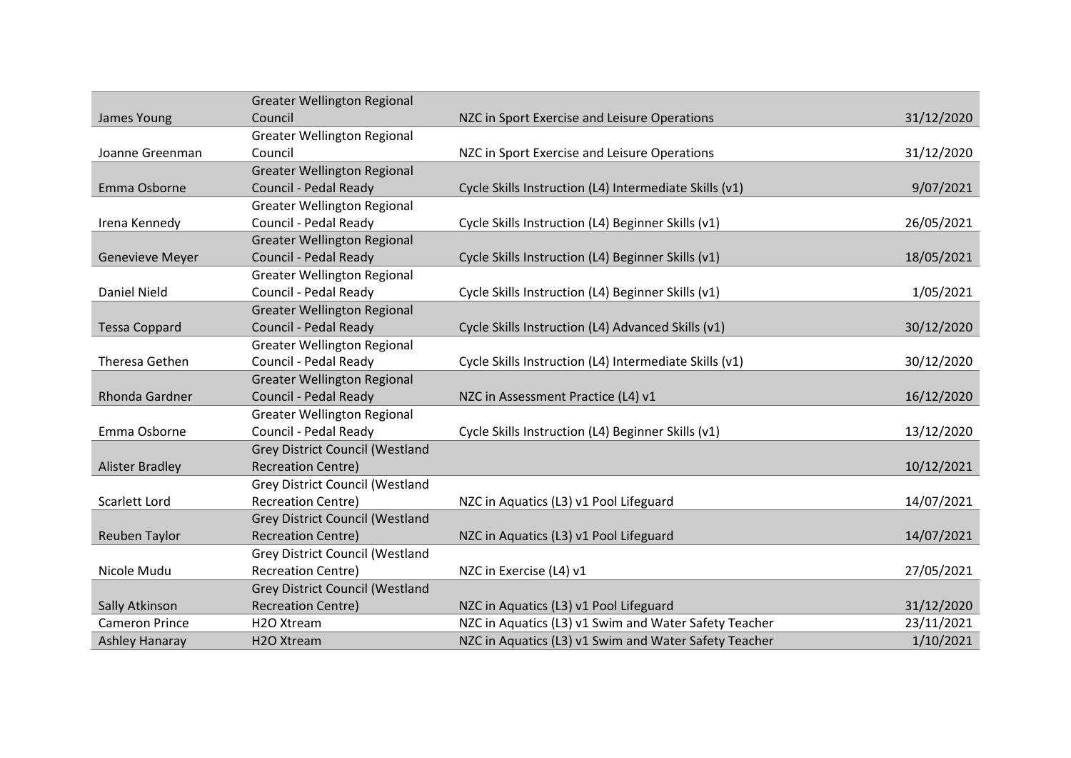| | | | |
|---|---|---|---|
| James Young | Greater Wellington Regional Council | NZC in Sport Exercise and Leisure Operations | 31/12/2020 |
| Joanne Greenman | Greater Wellington Regional Council | NZC in Sport Exercise and Leisure Operations | 31/12/2020 |
| Emma Osborne | Greater Wellington Regional Council - Pedal Ready | Cycle Skills Instruction (L4) Intermediate Skills (v1) | 9/07/2021 |
| Irena Kennedy | Greater Wellington Regional Council - Pedal Ready | Cycle Skills Instruction (L4) Beginner Skills (v1) | 26/05/2021 |
| Genevieve Meyer | Greater Wellington Regional Council - Pedal Ready | Cycle Skills Instruction (L4) Beginner Skills (v1) | 18/05/2021 |
| Daniel Nield | Greater Wellington Regional Council - Pedal Ready | Cycle Skills Instruction (L4) Beginner Skills (v1) | 1/05/2021 |
| Tessa Coppard | Greater Wellington Regional Council - Pedal Ready | Cycle Skills Instruction (L4) Advanced Skills (v1) | 30/12/2020 |
| Theresa Gethen | Greater Wellington Regional Council - Pedal Ready | Cycle Skills Instruction (L4) Intermediate Skills (v1) | 30/12/2020 |
| Rhonda Gardner | Greater Wellington Regional Council - Pedal Ready | NZC in Assessment Practice (L4) v1 | 16/12/2020 |
| Emma Osborne | Greater Wellington Regional Council - Pedal Ready | Cycle Skills Instruction (L4) Beginner Skills (v1) | 13/12/2020 |
| Alister Bradley | Grey District Council (Westland Recreation Centre) | | 10/12/2021 |
| Scarlett Lord | Grey District Council (Westland Recreation Centre) | NZC in Aquatics (L3) v1 Pool Lifeguard | 14/07/2021 |
| Reuben Taylor | Grey District Council (Westland Recreation Centre) | NZC in Aquatics (L3) v1 Pool Lifeguard | 14/07/2021 |
| Nicole Mudu | Grey District Council (Westland Recreation Centre) | NZC in Exercise (L4) v1 | 27/05/2021 |
| Sally Atkinson | Grey District Council (Westland Recreation Centre) | NZC in Aquatics (L3) v1 Pool Lifeguard | 31/12/2020 |
| Cameron Prince | H2O Xtream | NZC in Aquatics (L3) v1 Swim and Water Safety Teacher | 23/11/2021 |
| Ashley Hanaray | H2O Xtream | NZC in Aquatics (L3) v1 Swim and Water Safety Teacher | 1/10/2021 |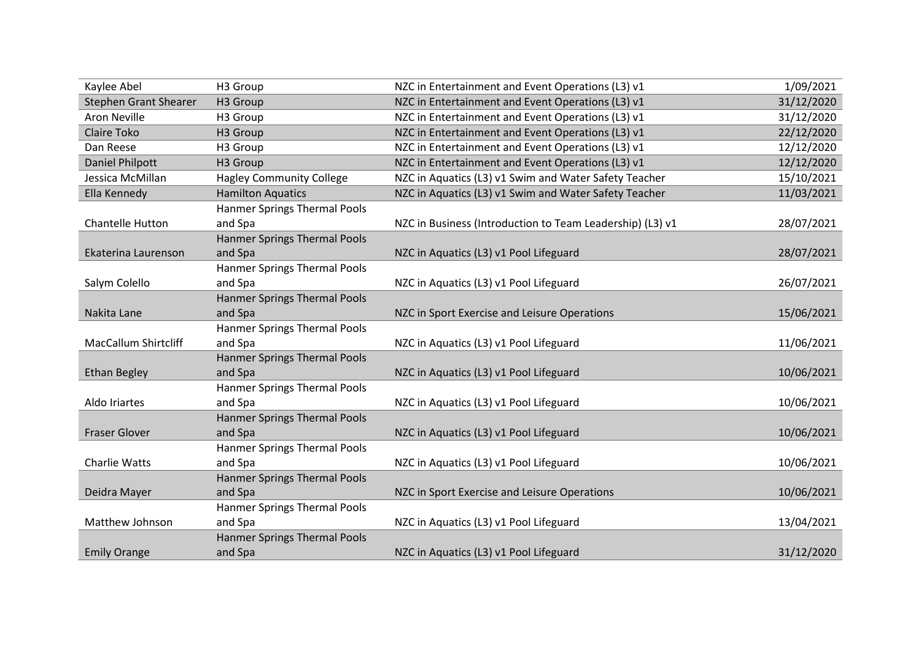| | | | |
|---|---|---|---|
| Kaylee Abel | H3 Group | NZC in Entertainment and Event Operations (L3) v1 | 1/09/2021 |
| Stephen Grant Shearer | H3 Group | NZC in Entertainment and Event Operations (L3) v1 | 31/12/2020 |
| Aron Neville | H3 Group | NZC in Entertainment and Event Operations (L3) v1 | 31/12/2020 |
| Claire Toko | H3 Group | NZC in Entertainment and Event Operations (L3) v1 | 22/12/2020 |
| Dan Reese | H3 Group | NZC in Entertainment and Event Operations (L3) v1 | 12/12/2020 |
| Daniel Philpott | H3 Group | NZC in Entertainment and Event Operations (L3) v1 | 12/12/2020 |
| Jessica McMillan | Hagley Community College | NZC in Aquatics (L3) v1 Swim and Water Safety Teacher | 15/10/2021 |
| Ella Kennedy | Hamilton Aquatics | NZC in Aquatics (L3) v1 Swim and Water Safety Teacher | 11/03/2021 |
| Chantelle Hutton | Hanmer Springs Thermal Pools and Spa | NZC in Business (Introduction to Team Leadership) (L3) v1 | 28/07/2021 |
| Ekaterina Laurenson | Hanmer Springs Thermal Pools and Spa | NZC in Aquatics (L3) v1 Pool Lifeguard | 28/07/2021 |
| Salym Colello | Hanmer Springs Thermal Pools and Spa | NZC in Aquatics (L3) v1 Pool Lifeguard | 26/07/2021 |
| Nakita Lane | Hanmer Springs Thermal Pools and Spa | NZC in Sport Exercise and Leisure Operations | 15/06/2021 |
| MacCallum Shirtcliff | Hanmer Springs Thermal Pools and Spa | NZC in Aquatics (L3) v1 Pool Lifeguard | 11/06/2021 |
| Ethan Begley | Hanmer Springs Thermal Pools and Spa | NZC in Aquatics (L3) v1 Pool Lifeguard | 10/06/2021 |
| Aldo Iriartes | Hanmer Springs Thermal Pools and Spa | NZC in Aquatics (L3) v1 Pool Lifeguard | 10/06/2021 |
| Fraser Glover | Hanmer Springs Thermal Pools and Spa | NZC in Aquatics (L3) v1 Pool Lifeguard | 10/06/2021 |
| Charlie Watts | Hanmer Springs Thermal Pools and Spa | NZC in Aquatics (L3) v1 Pool Lifeguard | 10/06/2021 |
| Deidra Mayer | Hanmer Springs Thermal Pools and Spa | NZC in Sport Exercise and Leisure Operations | 10/06/2021 |
| Matthew Johnson | Hanmer Springs Thermal Pools and Spa | NZC in Aquatics (L3) v1 Pool Lifeguard | 13/04/2021 |
| Emily Orange | Hanmer Springs Thermal Pools and Spa | NZC in Aquatics (L3) v1 Pool Lifeguard | 31/12/2020 |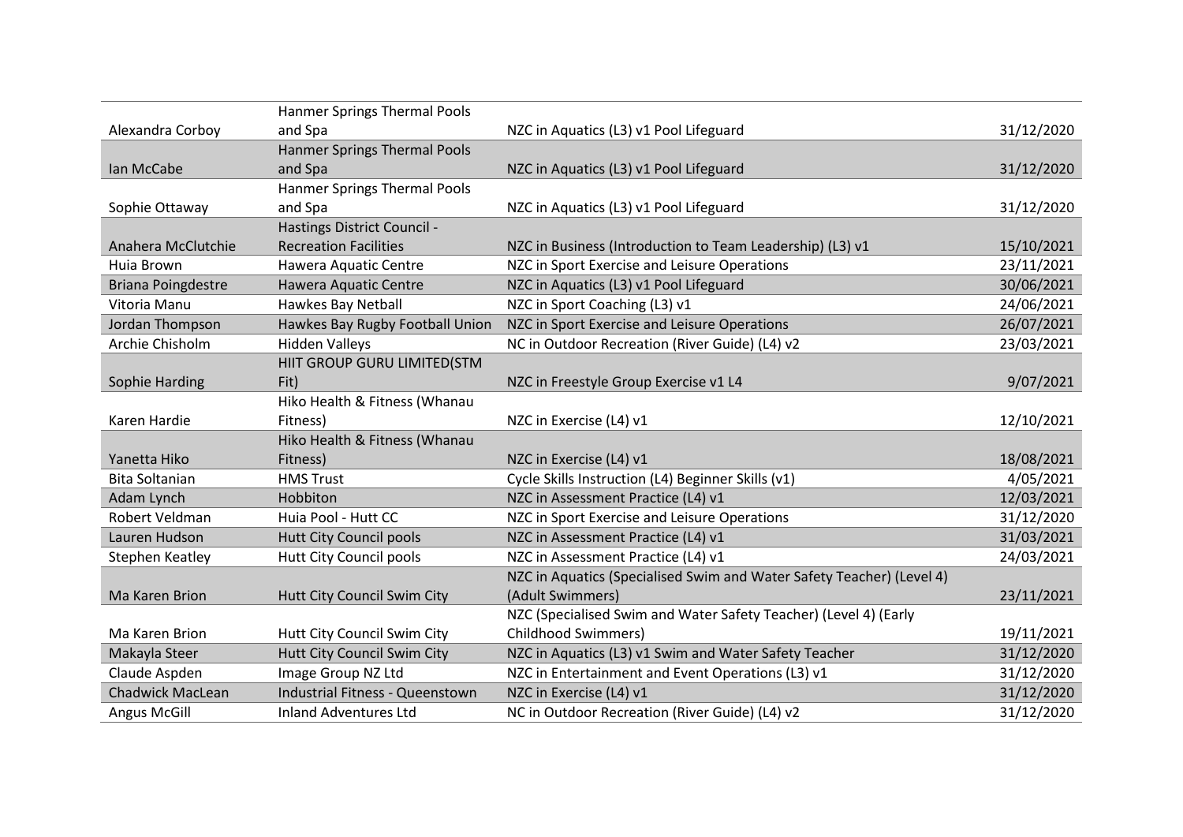| | | | |
|---|---|---|---|
| Alexandra Corboy | Hanmer Springs Thermal Pools and Spa | NZC in Aquatics (L3) v1 Pool Lifeguard | 31/12/2020 |
| Ian McCabe | Hanmer Springs Thermal Pools and Spa | NZC in Aquatics (L3) v1 Pool Lifeguard | 31/12/2020 |
| Sophie Ottaway | Hanmer Springs Thermal Pools and Spa | NZC in Aquatics (L3) v1 Pool Lifeguard | 31/12/2020 |
| Anahera McClutchie | Hastings District Council - Recreation Facilities | NZC in Business (Introduction to Team Leadership) (L3) v1 | 15/10/2021 |
| Huia Brown | Hawera Aquatic Centre | NZC in Sport Exercise and Leisure Operations | 23/11/2021 |
| Briana Poingdestre | Hawera Aquatic Centre | NZC in Aquatics (L3) v1 Pool Lifeguard | 30/06/2021 |
| Vitoria Manu | Hawkes Bay Netball | NZC in Sport Coaching (L3) v1 | 24/06/2021 |
| Jordan Thompson | Hawkes Bay Rugby Football Union | NZC in Sport Exercise and Leisure Operations | 26/07/2021 |
| Archie Chisholm | Hidden Valleys | NC in Outdoor Recreation (River Guide) (L4) v2 | 23/03/2021 |
| Sophie Harding | HIIT GROUP GURU LIMITED(STM Fit) | NZC in Freestyle Group Exercise v1 L4 | 9/07/2021 |
| Karen Hardie | Hiko Health & Fitness (Whanau Fitness) | NZC in Exercise (L4) v1 | 12/10/2021 |
| Yanetta Hiko | Hiko Health & Fitness (Whanau Fitness) | NZC in Exercise (L4) v1 | 18/08/2021 |
| Bita Soltanian | HMS Trust | Cycle Skills Instruction (L4) Beginner Skills (v1) | 4/05/2021 |
| Adam Lynch | Hobbiton | NZC in Assessment Practice (L4) v1 | 12/03/2021 |
| Robert Veldman | Huia Pool - Hutt CC | NZC in Sport Exercise and Leisure Operations | 31/12/2020 |
| Lauren Hudson | Hutt City Council pools | NZC in Assessment Practice (L4) v1 | 31/03/2021 |
| Stephen Keatley | Hutt City Council pools | NZC in Assessment Practice (L4) v1 | 24/03/2021 |
| Ma Karen Brion | Hutt City Council Swim City | NZC in Aquatics (Specialised Swim and Water Safety Teacher) (Level 4) (Adult Swimmers) | 23/11/2021 |
| Ma Karen Brion | Hutt City Council Swim City | NZC (Specialised Swim and Water Safety Teacher) (Level 4) (Early Childhood Swimmers) | 19/11/2021 |
| Makayla Steer | Hutt City Council Swim City | NZC in Aquatics (L3) v1 Swim and Water Safety Teacher | 31/12/2020 |
| Claude Aspden | Image Group NZ Ltd | NZC in Entertainment and Event Operations (L3) v1 | 31/12/2020 |
| Chadwick MacLean | Industrial Fitness - Queenstown | NZC in Exercise (L4) v1 | 31/12/2020 |
| Angus McGill | Inland Adventures Ltd | NC in Outdoor Recreation (River Guide) (L4) v2 | 31/12/2020 |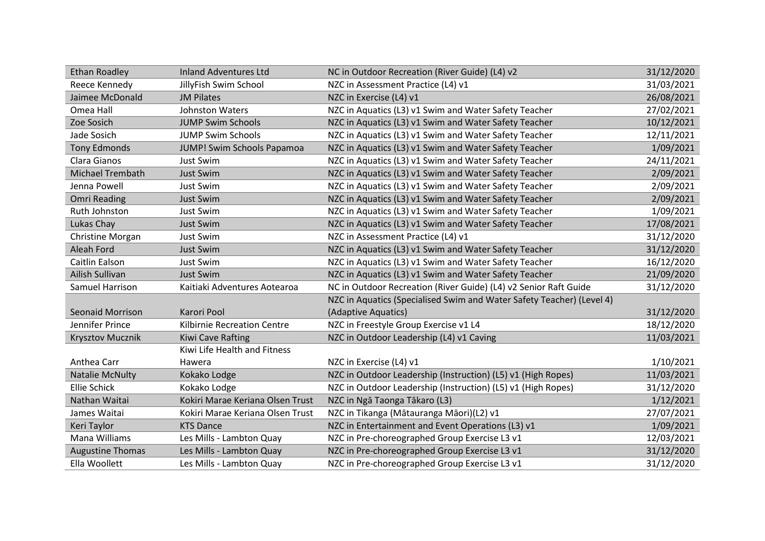| Ethan Roadley | Inland Adventures Ltd | NC in Outdoor Recreation (River Guide) (L4) v2 | 31/12/2020 |
|---|---|---|---|
| Reece Kennedy | JillyFish Swim School | NZC in Assessment Practice (L4) v1 | 31/03/2021 |
| Jaimee McDonald | JM Pilates | NZC in Exercise (L4) v1 | 26/08/2021 |
| Omea Hall | Johnston Waters | NZC in Aquatics (L3) v1 Swim and Water Safety Teacher | 27/02/2021 |
| Zoe Sosich | JUMP Swim Schools | NZC in Aquatics (L3) v1 Swim and Water Safety Teacher | 10/12/2021 |
| Jade Sosich | JUMP Swim Schools | NZC in Aquatics (L3) v1 Swim and Water Safety Teacher | 12/11/2021 |
| Tony Edmonds | JUMP! Swim Schools Papamoa | NZC in Aquatics (L3) v1 Swim and Water Safety Teacher | 1/09/2021 |
| Clara Gianos | Just Swim | NZC in Aquatics (L3) v1 Swim and Water Safety Teacher | 24/11/2021 |
| Michael Trembath | Just Swim | NZC in Aquatics (L3) v1 Swim and Water Safety Teacher | 2/09/2021 |
| Jenna Powell | Just Swim | NZC in Aquatics (L3) v1 Swim and Water Safety Teacher | 2/09/2021 |
| Omri Reading | Just Swim | NZC in Aquatics (L3) v1 Swim and Water Safety Teacher | 2/09/2021 |
| Ruth Johnston | Just Swim | NZC in Aquatics (L3) v1 Swim and Water Safety Teacher | 1/09/2021 |
| Lukas Chay | Just Swim | NZC in Aquatics (L3) v1 Swim and Water Safety Teacher | 17/08/2021 |
| Christine Morgan | Just Swim | NZC in Assessment Practice (L4) v1 | 31/12/2020 |
| Aleah Ford | Just Swim | NZC in Aquatics (L3) v1 Swim and Water Safety Teacher | 31/12/2020 |
| Caitlin Ealson | Just Swim | NZC in Aquatics (L3) v1 Swim and Water Safety Teacher | 16/12/2020 |
| Ailish Sullivan | Just Swim | NZC in Aquatics (L3) v1 Swim and Water Safety Teacher | 21/09/2020 |
| Samuel Harrison | Kaitiaki Adventures Aotearoa | NC in Outdoor Recreation (River Guide) (L4) v2 Senior Raft Guide | 31/12/2020 |
| Seonaid Morrison | Karori Pool | NZC in Aquatics (Specialised Swim and Water Safety Teacher) (Level 4) (Adaptive Aquatics) | 31/12/2020 |
| Jennifer Prince | Kilbirnie Recreation Centre | NZC in Freestyle Group Exercise v1 L4 | 18/12/2020 |
| Krysztov Mucznik | Kiwi Cave Rafting | NZC in Outdoor Leadership (L4) v1 Caving | 11/03/2021 |
| Anthea Carr | Kiwi Life Health and Fitness Hawera | NZC in Exercise (L4) v1 | 1/10/2021 |
| Natalie McNulty | Kokako Lodge | NZC in Outdoor Leadership (Instruction) (L5) v1 (High Ropes) | 11/03/2021 |
| Ellie Schick | Kokako Lodge | NZC in Outdoor Leadership (Instruction) (L5) v1 (High Ropes) | 31/12/2020 |
| Nathan Waitai | Kokiri Marae Keriana Olsen Trust | NZC in Ngā Taonga Tākaro (L3) | 1/12/2021 |
| James Waitai | Kokiri Marae Keriana Olsen Trust | NZC in Tikanga (Mātauranga Māori)(L2) v1 | 27/07/2021 |
| Keri Taylor | KTS Dance | NZC in Entertainment and Event Operations (L3) v1 | 1/09/2021 |
| Mana Williams | Les Mills - Lambton Quay | NZC in Pre-choreographed Group Exercise L3 v1 | 12/03/2021 |
| Augustine Thomas | Les Mills - Lambton Quay | NZC in Pre-choreographed Group Exercise L3 v1 | 31/12/2020 |
| Ella Woollett | Les Mills - Lambton Quay | NZC in Pre-choreographed Group Exercise L3 v1 | 31/12/2020 |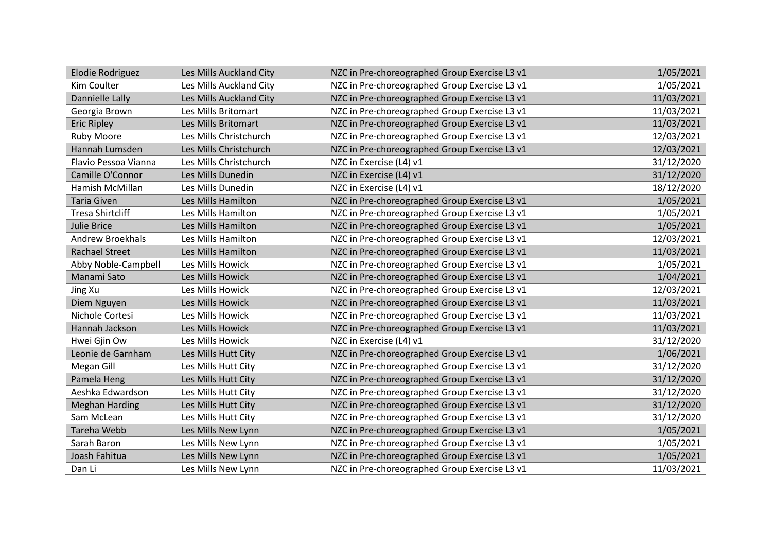| | | | |
|---|---|---|---|
| Elodie Rodriguez | Les Mills Auckland City | NZC in Pre-choreographed Group Exercise L3 v1 | 1/05/2021 |
| Kim Coulter | Les Mills Auckland City | NZC in Pre-choreographed Group Exercise L3 v1 | 1/05/2021 |
| Dannielle Lally | Les Mills Auckland City | NZC in Pre-choreographed Group Exercise L3 v1 | 11/03/2021 |
| Georgia Brown | Les Mills Britomart | NZC in Pre-choreographed Group Exercise L3 v1 | 11/03/2021 |
| Eric Ripley | Les Mills Britomart | NZC in Pre-choreographed Group Exercise L3 v1 | 11/03/2021 |
| Ruby Moore | Les Mills Christchurch | NZC in Pre-choreographed Group Exercise L3 v1 | 12/03/2021 |
| Hannah Lumsden | Les Mills Christchurch | NZC in Pre-choreographed Group Exercise L3 v1 | 12/03/2021 |
| Flavio Pessoa Vianna | Les Mills Christchurch | NZC in Exercise (L4) v1 | 31/12/2020 |
| Camille O'Connor | Les Mills Dunedin | NZC in Exercise (L4) v1 | 31/12/2020 |
| Hamish McMillan | Les Mills Dunedin | NZC in Exercise (L4) v1 | 18/12/2020 |
| Taria Given | Les Mills Hamilton | NZC in Pre-choreographed Group Exercise L3 v1 | 1/05/2021 |
| Tresa Shirtcliff | Les Mills Hamilton | NZC in Pre-choreographed Group Exercise L3 v1 | 1/05/2021 |
| Julie Brice | Les Mills Hamilton | NZC in Pre-choreographed Group Exercise L3 v1 | 1/05/2021 |
| Andrew Broekhals | Les Mills Hamilton | NZC in Pre-choreographed Group Exercise L3 v1 | 12/03/2021 |
| Rachael Street | Les Mills Hamilton | NZC in Pre-choreographed Group Exercise L3 v1 | 11/03/2021 |
| Abby Noble-Campbell | Les Mills Howick | NZC in Pre-choreographed Group Exercise L3 v1 | 1/05/2021 |
| Manami Sato | Les Mills Howick | NZC in Pre-choreographed Group Exercise L3 v1 | 1/04/2021 |
| Jing Xu | Les Mills Howick | NZC in Pre-choreographed Group Exercise L3 v1 | 12/03/2021 |
| Diem Nguyen | Les Mills Howick | NZC in Pre-choreographed Group Exercise L3 v1 | 11/03/2021 |
| Nichole Cortesi | Les Mills Howick | NZC in Pre-choreographed Group Exercise L3 v1 | 11/03/2021 |
| Hannah Jackson | Les Mills Howick | NZC in Pre-choreographed Group Exercise L3 v1 | 11/03/2021 |
| Hwei Gjin Ow | Les Mills Howick | NZC in Exercise (L4) v1 | 31/12/2020 |
| Leonie de Garnham | Les Mills Hutt City | NZC in Pre-choreographed Group Exercise L3 v1 | 1/06/2021 |
| Megan Gill | Les Mills Hutt City | NZC in Pre-choreographed Group Exercise L3 v1 | 31/12/2020 |
| Pamela Heng | Les Mills Hutt City | NZC in Pre-choreographed Group Exercise L3 v1 | 31/12/2020 |
| Aeshka Edwardson | Les Mills Hutt City | NZC in Pre-choreographed Group Exercise L3 v1 | 31/12/2020 |
| Meghan Harding | Les Mills Hutt City | NZC in Pre-choreographed Group Exercise L3 v1 | 31/12/2020 |
| Sam McLean | Les Mills Hutt City | NZC in Pre-choreographed Group Exercise L3 v1 | 31/12/2020 |
| Tareha Webb | Les Mills New Lynn | NZC in Pre-choreographed Group Exercise L3 v1 | 1/05/2021 |
| Sarah Baron | Les Mills New Lynn | NZC in Pre-choreographed Group Exercise L3 v1 | 1/05/2021 |
| Joash Fahitua | Les Mills New Lynn | NZC in Pre-choreographed Group Exercise L3 v1 | 1/05/2021 |
| Dan Li | Les Mills New Lynn | NZC in Pre-choreographed Group Exercise L3 v1 | 11/03/2021 |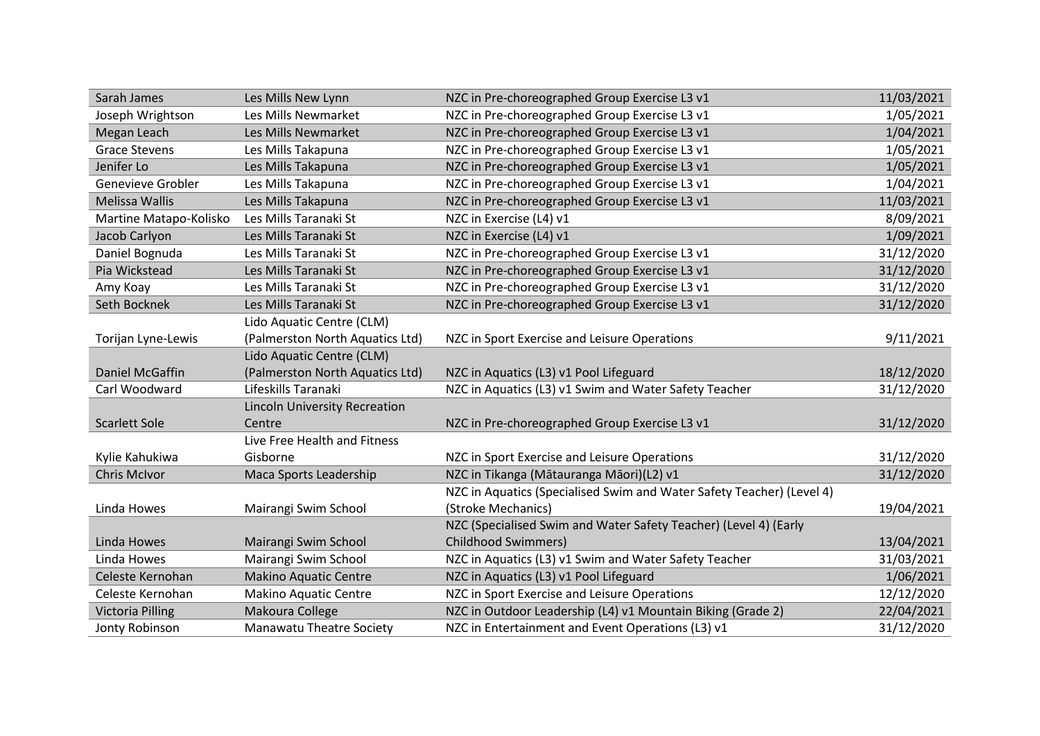| | | | |
|---|---|---|---|
| Sarah James | Les Mills New Lynn | NZC in Pre-choreographed Group Exercise L3 v1 | 11/03/2021 |
| Joseph Wrightson | Les Mills Newmarket | NZC in Pre-choreographed Group Exercise L3 v1 | 1/05/2021 |
| Megan Leach | Les Mills Newmarket | NZC in Pre-choreographed Group Exercise L3 v1 | 1/04/2021 |
| Grace Stevens | Les Mills Takapuna | NZC in Pre-choreographed Group Exercise L3 v1 | 1/05/2021 |
| Jenifer Lo | Les Mills Takapuna | NZC in Pre-choreographed Group Exercise L3 v1 | 1/05/2021 |
| Genevieve Grobler | Les Mills Takapuna | NZC in Pre-choreographed Group Exercise L3 v1 | 1/04/2021 |
| Melissa Wallis | Les Mills Takapuna | NZC in Pre-choreographed Group Exercise L3 v1 | 11/03/2021 |
| Martine Matapo-Kolisko | Les Mills Taranaki St | NZC in Exercise (L4) v1 | 8/09/2021 |
| Jacob Carlyon | Les Mills Taranaki St | NZC in Exercise (L4) v1 | 1/09/2021 |
| Daniel Bognuda | Les Mills Taranaki St | NZC in Pre-choreographed Group Exercise L3 v1 | 31/12/2020 |
| Pia Wickstead | Les Mills Taranaki St | NZC in Pre-choreographed Group Exercise L3 v1 | 31/12/2020 |
| Amy Koay | Les Mills Taranaki St | NZC in Pre-choreographed Group Exercise L3 v1 | 31/12/2020 |
| Seth Bocknek | Les Mills Taranaki St | NZC in Pre-choreographed Group Exercise L3 v1 | 31/12/2020 |
| Torijan Lyne-Lewis | Lido Aquatic Centre (CLM) (Palmerston North Aquatics Ltd) | NZC in Sport Exercise and Leisure Operations | 9/11/2021 |
| Daniel McGaffin | Lido Aquatic Centre (CLM) (Palmerston North Aquatics Ltd) | NZC in Aquatics (L3) v1 Pool Lifeguard | 18/12/2020 |
| Carl Woodward | Lifeskills Taranaki | NZC in Aquatics (L3) v1 Swim and Water Safety Teacher | 31/12/2020 |
| Scarlett Sole | Lincoln University Recreation Centre | NZC in Pre-choreographed Group Exercise L3 v1 | 31/12/2020 |
| Kylie Kahukiwa | Live Free Health and Fitness Gisborne | NZC in Sport Exercise and Leisure Operations | 31/12/2020 |
| Chris McIvor | Maca Sports Leadership | NZC in Tikanga (Mātauranga Māori)(L2) v1 | 31/12/2020 |
| Linda Howes | Mairangi Swim School | NZC in Aquatics (Specialised Swim and Water Safety Teacher) (Level 4) (Stroke Mechanics) | 19/04/2021 |
| Linda Howes | Mairangi Swim School | NZC (Specialised Swim and Water Safety Teacher) (Level 4) (Early Childhood Swimmers) | 13/04/2021 |
| Linda Howes | Mairangi Swim School | NZC in Aquatics (L3) v1 Swim and Water Safety Teacher | 31/03/2021 |
| Celeste Kernohan | Makino Aquatic Centre | NZC in Aquatics (L3) v1 Pool Lifeguard | 1/06/2021 |
| Celeste Kernohan | Makino Aquatic Centre | NZC in Sport Exercise and Leisure Operations | 12/12/2020 |
| Victoria Pilling | Makoura College | NZC in Outdoor Leadership (L4) v1 Mountain Biking (Grade 2) | 22/04/2021 |
| Jonty Robinson | Manawatu Theatre Society | NZC in Entertainment and Event Operations (L3) v1 | 31/12/2020 |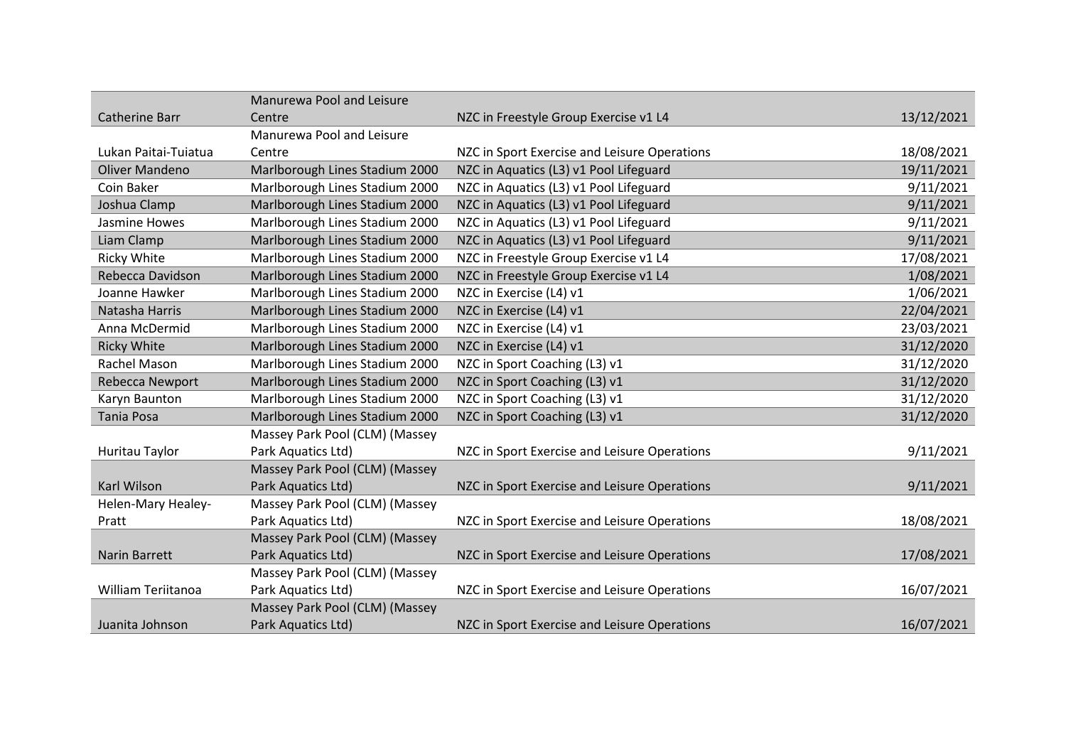| | | | |
|---|---|---|---|
| Catherine Barr | Manurewa Pool and Leisure Centre | NZC in Freestyle Group Exercise v1 L4 | 13/12/2021 |
| Lukan Paitai-Tuiatua | Manurewa Pool and Leisure Centre | NZC in Sport Exercise and Leisure Operations | 18/08/2021 |
| Oliver Mandeno | Marlborough Lines Stadium 2000 | NZC in Aquatics (L3) v1 Pool Lifeguard | 19/11/2021 |
| Coin Baker | Marlborough Lines Stadium 2000 | NZC in Aquatics (L3) v1 Pool Lifeguard | 9/11/2021 |
| Joshua Clamp | Marlborough Lines Stadium 2000 | NZC in Aquatics (L3) v1 Pool Lifeguard | 9/11/2021 |
| Jasmine Howes | Marlborough Lines Stadium 2000 | NZC in Aquatics (L3) v1 Pool Lifeguard | 9/11/2021 |
| Liam Clamp | Marlborough Lines Stadium 2000 | NZC in Aquatics (L3) v1 Pool Lifeguard | 9/11/2021 |
| Ricky White | Marlborough Lines Stadium 2000 | NZC in Freestyle Group Exercise v1 L4 | 17/08/2021 |
| Rebecca Davidson | Marlborough Lines Stadium 2000 | NZC in Freestyle Group Exercise v1 L4 | 1/08/2021 |
| Joanne Hawker | Marlborough Lines Stadium 2000 | NZC in Exercise (L4) v1 | 1/06/2021 |
| Natasha Harris | Marlborough Lines Stadium 2000 | NZC in Exercise (L4) v1 | 22/04/2021 |
| Anna McDermid | Marlborough Lines Stadium 2000 | NZC in Exercise (L4) v1 | 23/03/2021 |
| Ricky White | Marlborough Lines Stadium 2000 | NZC in Exercise (L4) v1 | 31/12/2020 |
| Rachel Mason | Marlborough Lines Stadium 2000 | NZC in Sport Coaching (L3) v1 | 31/12/2020 |
| Rebecca Newport | Marlborough Lines Stadium 2000 | NZC in Sport Coaching (L3) v1 | 31/12/2020 |
| Karyn Baunton | Marlborough Lines Stadium 2000 | NZC in Sport Coaching (L3) v1 | 31/12/2020 |
| Tania Posa | Marlborough Lines Stadium 2000 | NZC in Sport Coaching (L3) v1 | 31/12/2020 |
| Huritau Taylor | Massey Park Pool (CLM) (Massey Park Aquatics Ltd) | NZC in Sport Exercise and Leisure Operations | 9/11/2021 |
| Karl Wilson | Massey Park Pool (CLM) (Massey Park Aquatics Ltd) | NZC in Sport Exercise and Leisure Operations | 9/11/2021 |
| Helen-Mary Healey-Pratt | Massey Park Pool (CLM) (Massey Park Aquatics Ltd) | NZC in Sport Exercise and Leisure Operations | 18/08/2021 |
| Narin Barrett | Massey Park Pool (CLM) (Massey Park Aquatics Ltd) | NZC in Sport Exercise and Leisure Operations | 17/08/2021 |
| William Teriitanoa | Massey Park Pool (CLM) (Massey Park Aquatics Ltd) | NZC in Sport Exercise and Leisure Operations | 16/07/2021 |
| Juanita Johnson | Massey Park Pool (CLM) (Massey Park Aquatics Ltd) | NZC in Sport Exercise and Leisure Operations | 16/07/2021 |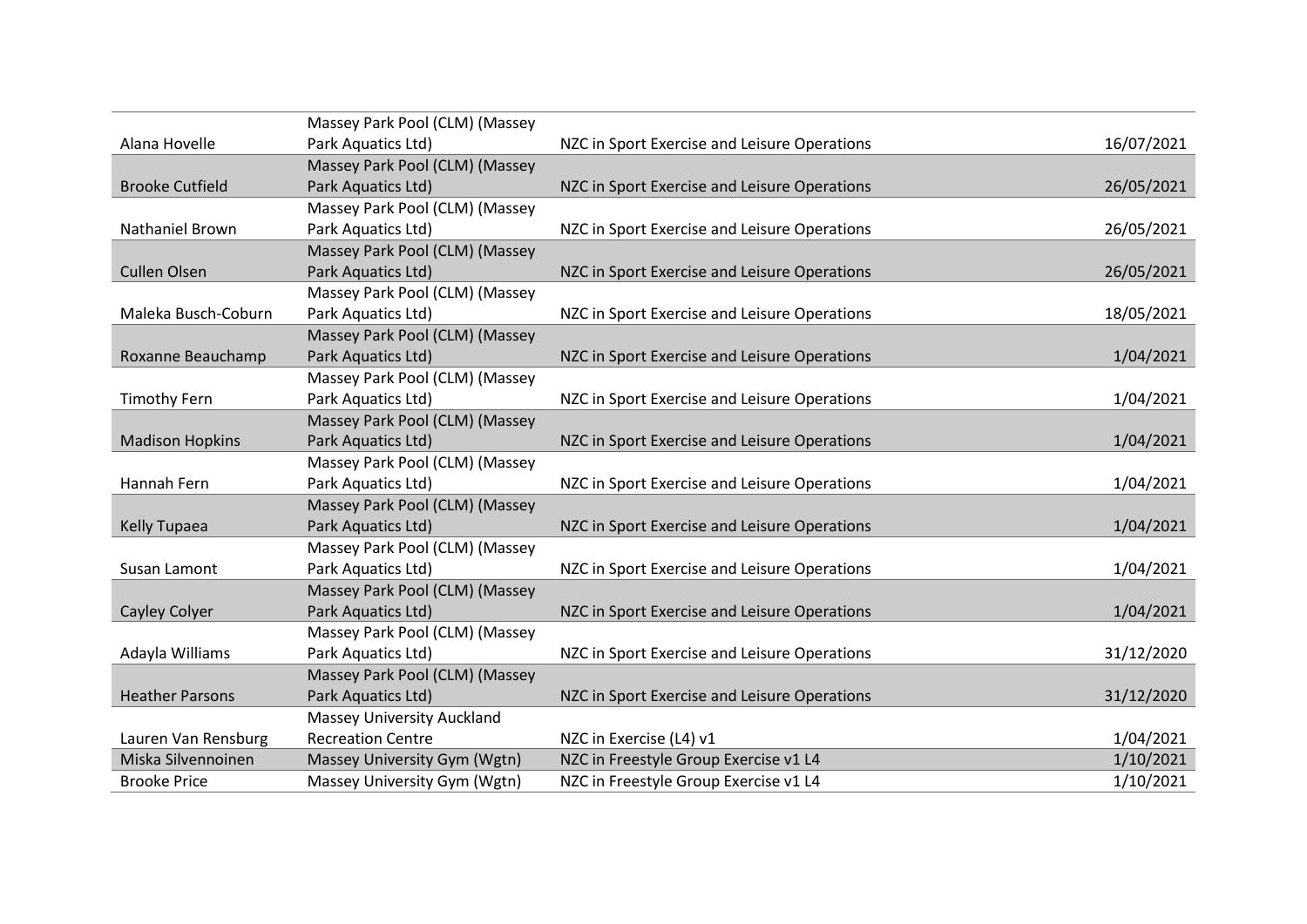| | | | |
|---|---|---|---|
| Alana Hovelle | Massey Park Pool (CLM) (Massey Park Aquatics Ltd) | NZC in Sport Exercise and Leisure Operations | 16/07/2021 |
| Brooke Cutfield | Massey Park Pool (CLM) (Massey Park Aquatics Ltd) | NZC in Sport Exercise and Leisure Operations | 26/05/2021 |
| Nathaniel Brown | Massey Park Pool (CLM) (Massey Park Aquatics Ltd) | NZC in Sport Exercise and Leisure Operations | 26/05/2021 |
| Cullen Olsen | Massey Park Pool (CLM) (Massey Park Aquatics Ltd) | NZC in Sport Exercise and Leisure Operations | 26/05/2021 |
| Maleka Busch-Coburn | Massey Park Pool (CLM) (Massey Park Aquatics Ltd) | NZC in Sport Exercise and Leisure Operations | 18/05/2021 |
| Roxanne Beauchamp | Massey Park Pool (CLM) (Massey Park Aquatics Ltd) | NZC in Sport Exercise and Leisure Operations | 1/04/2021 |
| Timothy Fern | Massey Park Pool (CLM) (Massey Park Aquatics Ltd) | NZC in Sport Exercise and Leisure Operations | 1/04/2021 |
| Madison Hopkins | Massey Park Pool (CLM) (Massey Park Aquatics Ltd) | NZC in Sport Exercise and Leisure Operations | 1/04/2021 |
| Hannah Fern | Massey Park Pool (CLM) (Massey Park Aquatics Ltd) | NZC in Sport Exercise and Leisure Operations | 1/04/2021 |
| Kelly Tupaea | Massey Park Pool (CLM) (Massey Park Aquatics Ltd) | NZC in Sport Exercise and Leisure Operations | 1/04/2021 |
| Susan Lamont | Massey Park Pool (CLM) (Massey Park Aquatics Ltd) | NZC in Sport Exercise and Leisure Operations | 1/04/2021 |
| Cayley Colyer | Massey Park Pool (CLM) (Massey Park Aquatics Ltd) | NZC in Sport Exercise and Leisure Operations | 1/04/2021 |
| Adayla Williams | Massey Park Pool (CLM) (Massey Park Aquatics Ltd) | NZC in Sport Exercise and Leisure Operations | 31/12/2020 |
| Heather Parsons | Massey Park Pool (CLM) (Massey Park Aquatics Ltd) | NZC in Sport Exercise and Leisure Operations | 31/12/2020 |
| Lauren Van Rensburg | Massey University Auckland Recreation Centre | NZC in Exercise (L4) v1 | 1/04/2021 |
| Miska Silvennoinen | Massey University Gym (Wgtn) | NZC in Freestyle Group Exercise v1 L4 | 1/10/2021 |
| Brooke Price | Massey University Gym (Wgtn) | NZC in Freestyle Group Exercise v1 L4 | 1/10/2021 |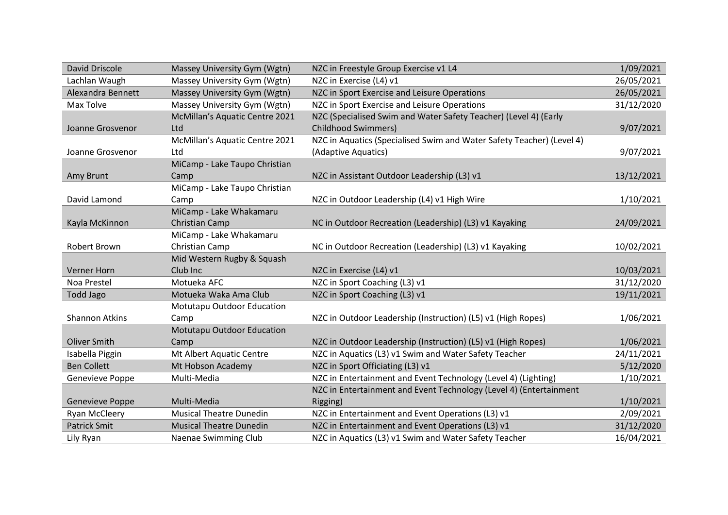| | | | |
|---|---|---|---|
| David Driscole | Massey University Gym (Wgtn) | NZC in Freestyle Group Exercise v1 L4 | 1/09/2021 |
| Lachlan Waugh | Massey University Gym (Wgtn) | NZC in Exercise (L4) v1 | 26/05/2021 |
| Alexandra Bennett | Massey University Gym (Wgtn) | NZC in Sport Exercise and Leisure Operations | 26/05/2021 |
| Max Tolve | Massey University Gym (Wgtn) | NZC in Sport Exercise and Leisure Operations | 31/12/2020 |
| Joanne Grosvenor | McMillan's Aquatic Centre 2021 Ltd | NZC (Specialised Swim and Water Safety Teacher) (Level 4) (Early Childhood Swimmers) | 9/07/2021 |
| Joanne Grosvenor | McMillan's Aquatic Centre 2021 Ltd | NZC in Aquatics (Specialised Swim and Water Safety Teacher) (Level 4) (Adaptive Aquatics) | 9/07/2021 |
| Amy Brunt | MiCamp - Lake Taupo Christian Camp | NZC in Assistant Outdoor Leadership (L3) v1 | 13/12/2021 |
| David Lamond | MiCamp - Lake Taupo Christian Camp | NZC in Outdoor Leadership (L4) v1 High Wire | 1/10/2021 |
| Kayla McKinnon | MiCamp - Lake Whakamaru Christian Camp | NC in Outdoor Recreation (Leadership) (L3) v1 Kayaking | 24/09/2021 |
| Robert Brown | MiCamp - Lake Whakamaru Christian Camp | NC in Outdoor Recreation (Leadership) (L3) v1 Kayaking | 10/02/2021 |
| Verner Horn | Mid Western Rugby & Squash Club Inc | NZC in Exercise (L4) v1 | 10/03/2021 |
| Noa Prestel | Motueka AFC | NZC in Sport Coaching (L3) v1 | 31/12/2020 |
| Todd Jago | Motueka Waka Ama Club | NZC in Sport Coaching (L3) v1 | 19/11/2021 |
| Shannon Atkins | Motutapu Outdoor Education Camp | NZC in Outdoor Leadership (Instruction) (L5) v1 (High Ropes) | 1/06/2021 |
| Oliver Smith | Motutapu Outdoor Education Camp | NZC in Outdoor Leadership (Instruction) (L5) v1 (High Ropes) | 1/06/2021 |
| Isabella Piggin | Mt Albert Aquatic Centre | NZC in Aquatics (L3) v1 Swim and Water Safety Teacher | 24/11/2021 |
| Ben Collett | Mt Hobson Academy | NZC in Sport Officiating (L3) v1 | 5/12/2020 |
| Genevieve Poppe | Multi-Media | NZC in Entertainment and Event Technology (Level 4) (Lighting) | 1/10/2021 |
| Genevieve Poppe | Multi-Media | NZC in Entertainment and Event Technology (Level 4) (Entertainment Rigging) | 1/10/2021 |
| Ryan McCleery | Musical Theatre Dunedin | NZC in Entertainment and Event Operations (L3) v1 | 2/09/2021 |
| Patrick Smit | Musical Theatre Dunedin | NZC in Entertainment and Event Operations (L3) v1 | 31/12/2020 |
| Lily Ryan | Naenae Swimming Club | NZC in Aquatics (L3) v1 Swim and Water Safety Teacher | 16/04/2021 |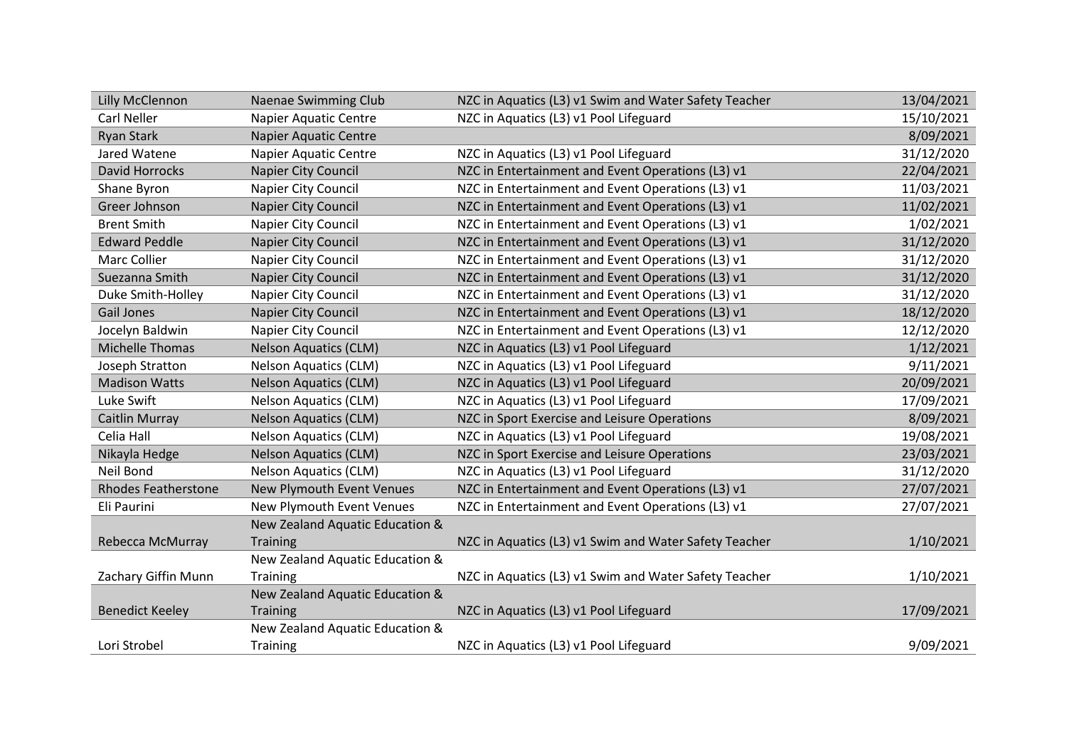| Lilly McClennon | Naenae Swimming Club | NZC in Aquatics (L3) v1 Swim and Water Safety Teacher | 13/04/2021 |
|---|---|---|---|
| Carl Neller | Napier Aquatic Centre | NZC in Aquatics (L3) v1 Pool Lifeguard | 15/10/2021 |
| Ryan Stark | Napier Aquatic Centre | | 8/09/2021 |
| Jared Watene | Napier Aquatic Centre | NZC in Aquatics (L3) v1 Pool Lifeguard | 31/12/2020 |
| David Horrocks | Napier City Council | NZC in Entertainment and Event Operations (L3) v1 | 22/04/2021 |
| Shane Byron | Napier City Council | NZC in Entertainment and Event Operations (L3) v1 | 11/03/2021 |
| Greer Johnson | Napier City Council | NZC in Entertainment and Event Operations (L3) v1 | 11/02/2021 |
| Brent Smith | Napier City Council | NZC in Entertainment and Event Operations (L3) v1 | 1/02/2021 |
| Edward Peddle | Napier City Council | NZC in Entertainment and Event Operations (L3) v1 | 31/12/2020 |
| Marc Collier | Napier City Council | NZC in Entertainment and Event Operations (L3) v1 | 31/12/2020 |
| Suezanna Smith | Napier City Council | NZC in Entertainment and Event Operations (L3) v1 | 31/12/2020 |
| Duke Smith-Holley | Napier City Council | NZC in Entertainment and Event Operations (L3) v1 | 31/12/2020 |
| Gail Jones | Napier City Council | NZC in Entertainment and Event Operations (L3) v1 | 18/12/2020 |
| Jocelyn Baldwin | Napier City Council | NZC in Entertainment and Event Operations (L3) v1 | 12/12/2020 |
| Michelle Thomas | Nelson Aquatics (CLM) | NZC in Aquatics (L3) v1 Pool Lifeguard | 1/12/2021 |
| Joseph Stratton | Nelson Aquatics (CLM) | NZC in Aquatics (L3) v1 Pool Lifeguard | 9/11/2021 |
| Madison Watts | Nelson Aquatics (CLM) | NZC in Aquatics (L3) v1 Pool Lifeguard | 20/09/2021 |
| Luke Swift | Nelson Aquatics (CLM) | NZC in Aquatics (L3) v1 Pool Lifeguard | 17/09/2021 |
| Caitlin Murray | Nelson Aquatics (CLM) | NZC in Sport Exercise and Leisure Operations | 8/09/2021 |
| Celia Hall | Nelson Aquatics (CLM) | NZC in Aquatics (L3) v1 Pool Lifeguard | 19/08/2021 |
| Nikayla Hedge | Nelson Aquatics (CLM) | NZC in Sport Exercise and Leisure Operations | 23/03/2021 |
| Neil Bond | Nelson Aquatics (CLM) | NZC in Aquatics (L3) v1 Pool Lifeguard | 31/12/2020 |
| Rhodes Featherstone | New Plymouth Event Venues | NZC in Entertainment and Event Operations (L3) v1 | 27/07/2021 |
| Eli Paurini | New Plymouth Event Venues | NZC in Entertainment and Event Operations (L3) v1 | 27/07/2021 |
| Rebecca McMurray | New Zealand Aquatic Education & Training | NZC in Aquatics (L3) v1 Swim and Water Safety Teacher | 1/10/2021 |
| Zachary Giffin Munn | New Zealand Aquatic Education & Training | NZC in Aquatics (L3) v1 Swim and Water Safety Teacher | 1/10/2021 |
| Benedict Keeley | New Zealand Aquatic Education & Training | NZC in Aquatics (L3) v1 Pool Lifeguard | 17/09/2021 |
| Lori Strobel | New Zealand Aquatic Education & Training | NZC in Aquatics (L3) v1 Pool Lifeguard | 9/09/2021 |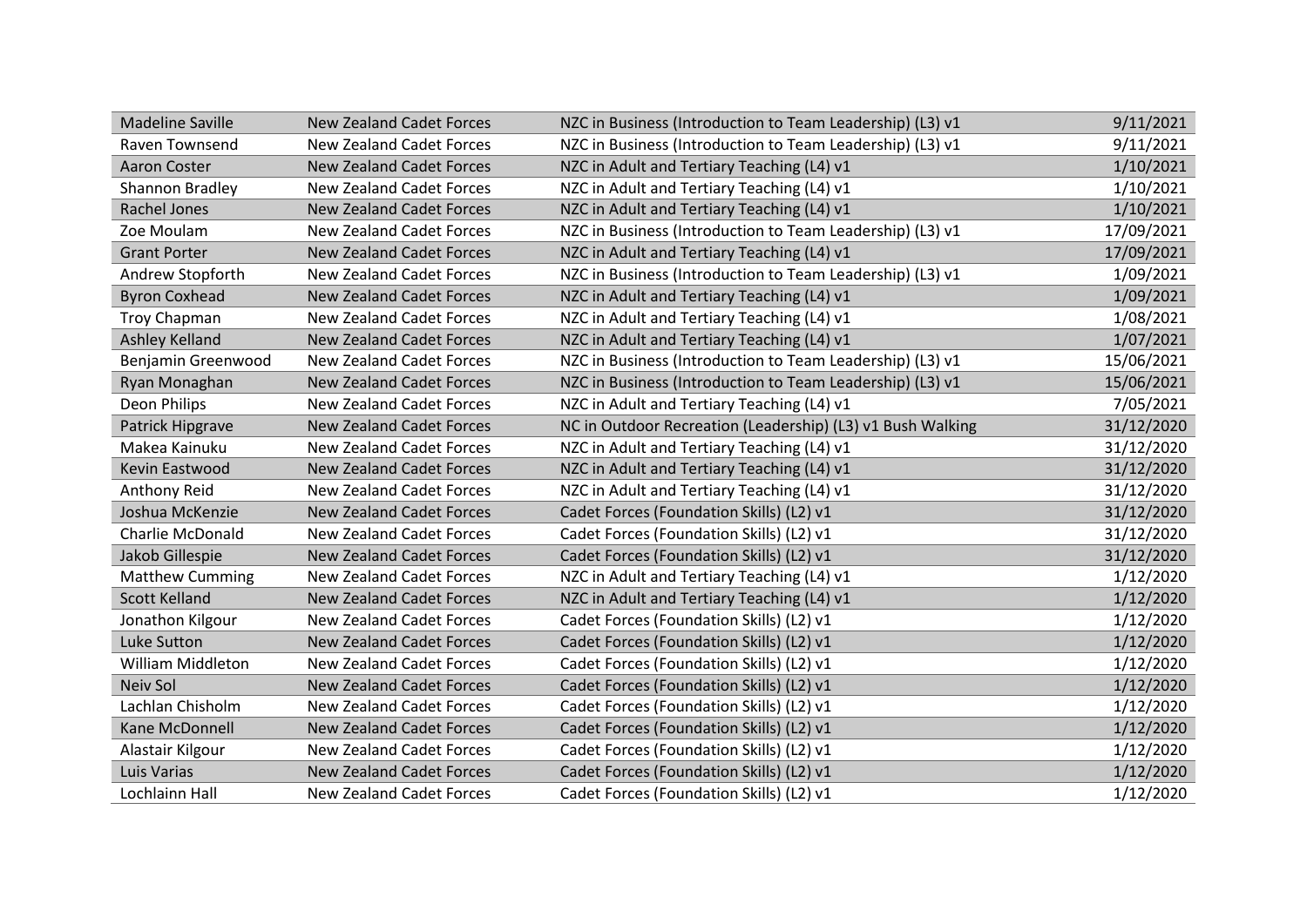| | | | |
|---|---|---|---|
| Madeline Saville | New Zealand Cadet Forces | NZC in Business (Introduction to Team Leadership) (L3) v1 | 9/11/2021 |
| Raven Townsend | New Zealand Cadet Forces | NZC in Business (Introduction to Team Leadership) (L3) v1 | 9/11/2021 |
| Aaron Coster | New Zealand Cadet Forces | NZC in Adult and Tertiary Teaching (L4) v1 | 1/10/2021 |
| Shannon Bradley | New Zealand Cadet Forces | NZC in Adult and Tertiary Teaching (L4) v1 | 1/10/2021 |
| Rachel Jones | New Zealand Cadet Forces | NZC in Adult and Tertiary Teaching (L4) v1 | 1/10/2021 |
| Zoe Moulam | New Zealand Cadet Forces | NZC in Business (Introduction to Team Leadership) (L3) v1 | 17/09/2021 |
| Grant Porter | New Zealand Cadet Forces | NZC in Adult and Tertiary Teaching (L4) v1 | 17/09/2021 |
| Andrew Stopforth | New Zealand Cadet Forces | NZC in Business (Introduction to Team Leadership) (L3) v1 | 1/09/2021 |
| Byron Coxhead | New Zealand Cadet Forces | NZC in Adult and Tertiary Teaching (L4) v1 | 1/09/2021 |
| Troy Chapman | New Zealand Cadet Forces | NZC in Adult and Tertiary Teaching (L4) v1 | 1/08/2021 |
| Ashley Kelland | New Zealand Cadet Forces | NZC in Adult and Tertiary Teaching (L4) v1 | 1/07/2021 |
| Benjamin Greenwood | New Zealand Cadet Forces | NZC in Business (Introduction to Team Leadership) (L3) v1 | 15/06/2021 |
| Ryan Monaghan | New Zealand Cadet Forces | NZC in Business (Introduction to Team Leadership) (L3) v1 | 15/06/2021 |
| Deon Philips | New Zealand Cadet Forces | NZC in Adult and Tertiary Teaching (L4) v1 | 7/05/2021 |
| Patrick Hipgrave | New Zealand Cadet Forces | NC in Outdoor Recreation (Leadership) (L3) v1 Bush Walking | 31/12/2020 |
| Makea Kainuku | New Zealand Cadet Forces | NZC in Adult and Tertiary Teaching (L4) v1 | 31/12/2020 |
| Kevin Eastwood | New Zealand Cadet Forces | NZC in Adult and Tertiary Teaching (L4) v1 | 31/12/2020 |
| Anthony Reid | New Zealand Cadet Forces | NZC in Adult and Tertiary Teaching (L4) v1 | 31/12/2020 |
| Joshua McKenzie | New Zealand Cadet Forces | Cadet Forces (Foundation Skills) (L2) v1 | 31/12/2020 |
| Charlie McDonald | New Zealand Cadet Forces | Cadet Forces (Foundation Skills) (L2) v1 | 31/12/2020 |
| Jakob Gillespie | New Zealand Cadet Forces | Cadet Forces (Foundation Skills) (L2) v1 | 31/12/2020 |
| Matthew Cumming | New Zealand Cadet Forces | NZC in Adult and Tertiary Teaching (L4) v1 | 1/12/2020 |
| Scott Kelland | New Zealand Cadet Forces | NZC in Adult and Tertiary Teaching (L4) v1 | 1/12/2020 |
| Jonathon Kilgour | New Zealand Cadet Forces | Cadet Forces (Foundation Skills) (L2) v1 | 1/12/2020 |
| Luke Sutton | New Zealand Cadet Forces | Cadet Forces (Foundation Skills) (L2) v1 | 1/12/2020 |
| William Middleton | New Zealand Cadet Forces | Cadet Forces (Foundation Skills) (L2) v1 | 1/12/2020 |
| Neiv Sol | New Zealand Cadet Forces | Cadet Forces (Foundation Skills) (L2) v1 | 1/12/2020 |
| Lachlan Chisholm | New Zealand Cadet Forces | Cadet Forces (Foundation Skills) (L2) v1 | 1/12/2020 |
| Kane McDonnell | New Zealand Cadet Forces | Cadet Forces (Foundation Skills) (L2) v1 | 1/12/2020 |
| Alastair Kilgour | New Zealand Cadet Forces | Cadet Forces (Foundation Skills) (L2) v1 | 1/12/2020 |
| Luis Varias | New Zealand Cadet Forces | Cadet Forces (Foundation Skills) (L2) v1 | 1/12/2020 |
| Lochlainn Hall | New Zealand Cadet Forces | Cadet Forces (Foundation Skills) (L2) v1 | 1/12/2020 |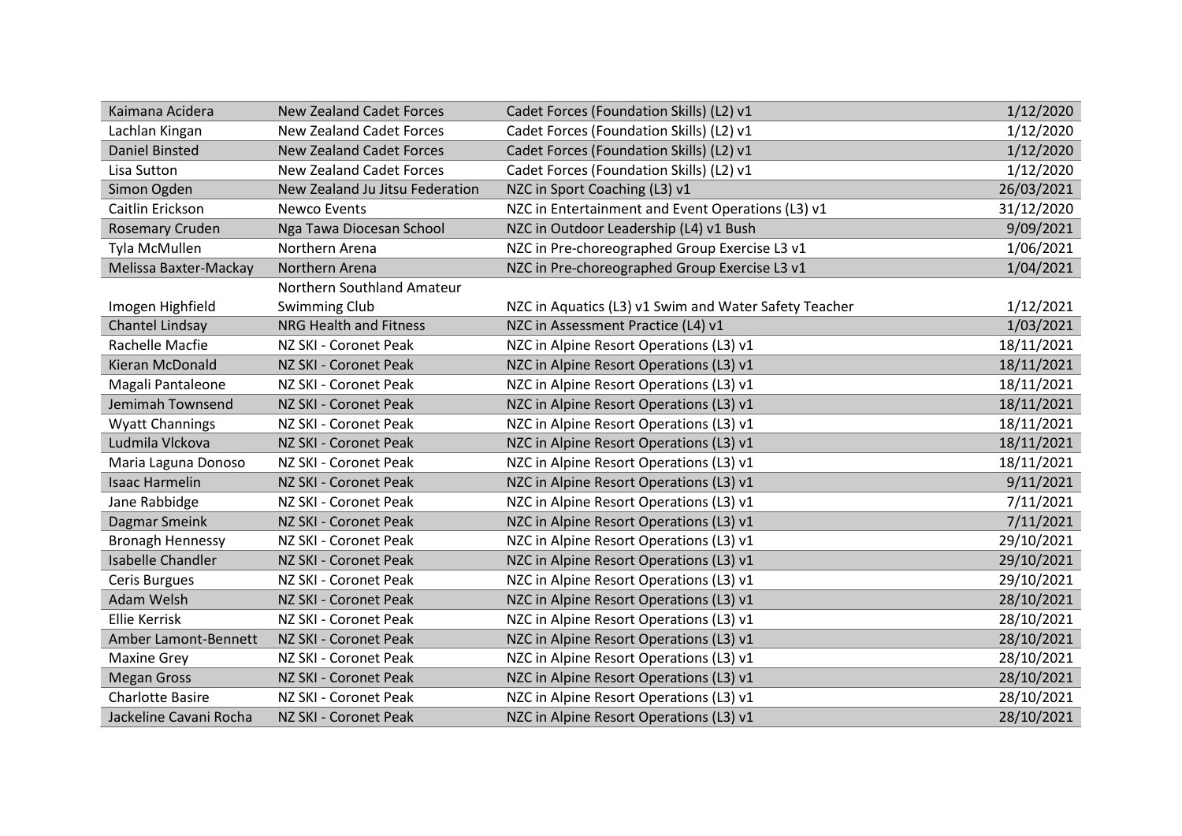| | | | |
|---|---|---|---|
| Kaimana Acidera | New Zealand Cadet Forces | Cadet Forces (Foundation Skills) (L2) v1 | 1/12/2020 |
| Lachlan Kingan | New Zealand Cadet Forces | Cadet Forces (Foundation Skills) (L2) v1 | 1/12/2020 |
| Daniel Binsted | New Zealand Cadet Forces | Cadet Forces (Foundation Skills) (L2) v1 | 1/12/2020 |
| Lisa Sutton | New Zealand Cadet Forces | Cadet Forces (Foundation Skills) (L2) v1 | 1/12/2020 |
| Simon Ogden | New Zealand Ju Jitsu Federation | NZC in Sport Coaching (L3) v1 | 26/03/2021 |
| Caitlin Erickson | Newco Events | NZC in Entertainment and Event Operations (L3) v1 | 31/12/2020 |
| Rosemary Cruden | Nga Tawa Diocesan School | NZC in Outdoor Leadership (L4) v1 Bush | 9/09/2021 |
| Tyla McMullen | Northern Arena | NZC in Pre-choreographed Group Exercise L3 v1 | 1/06/2021 |
| Melissa Baxter-Mackay | Northern Arena | NZC in Pre-choreographed Group Exercise L3 v1 | 1/04/2021 |
| Imogen Highfield | Northern Southland Amateur Swimming Club | NZC in Aquatics (L3) v1 Swim and Water Safety Teacher | 1/12/2021 |
| Chantel Lindsay | NRG Health and Fitness | NZC in Assessment Practice (L4) v1 | 1/03/2021 |
| Rachelle Macfie | NZ SKI - Coronet Peak | NZC in Alpine Resort Operations (L3) v1 | 18/11/2021 |
| Kieran McDonald | NZ SKI - Coronet Peak | NZC in Alpine Resort Operations (L3) v1 | 18/11/2021 |
| Magali Pantaleone | NZ SKI - Coronet Peak | NZC in Alpine Resort Operations (L3) v1 | 18/11/2021 |
| Jemimah Townsend | NZ SKI - Coronet Peak | NZC in Alpine Resort Operations (L3) v1 | 18/11/2021 |
| Wyatt Channings | NZ SKI - Coronet Peak | NZC in Alpine Resort Operations (L3) v1 | 18/11/2021 |
| Ludmila Vlckova | NZ SKI - Coronet Peak | NZC in Alpine Resort Operations (L3) v1 | 18/11/2021 |
| Maria Laguna Donoso | NZ SKI - Coronet Peak | NZC in Alpine Resort Operations (L3) v1 | 18/11/2021 |
| Isaac Harmelin | NZ SKI - Coronet Peak | NZC in Alpine Resort Operations (L3) v1 | 9/11/2021 |
| Jane Rabbidge | NZ SKI - Coronet Peak | NZC in Alpine Resort Operations (L3) v1 | 7/11/2021 |
| Dagmar Smeink | NZ SKI - Coronet Peak | NZC in Alpine Resort Operations (L3) v1 | 7/11/2021 |
| Bronagh Hennessy | NZ SKI - Coronet Peak | NZC in Alpine Resort Operations (L3) v1 | 29/10/2021 |
| Isabelle Chandler | NZ SKI - Coronet Peak | NZC in Alpine Resort Operations (L3) v1 | 29/10/2021 |
| Ceris Burgues | NZ SKI - Coronet Peak | NZC in Alpine Resort Operations (L3) v1 | 29/10/2021 |
| Adam Welsh | NZ SKI - Coronet Peak | NZC in Alpine Resort Operations (L3) v1 | 28/10/2021 |
| Ellie Kerrisk | NZ SKI - Coronet Peak | NZC in Alpine Resort Operations (L3) v1 | 28/10/2021 |
| Amber Lamont-Bennett | NZ SKI - Coronet Peak | NZC in Alpine Resort Operations (L3) v1 | 28/10/2021 |
| Maxine Grey | NZ SKI - Coronet Peak | NZC in Alpine Resort Operations (L3) v1 | 28/10/2021 |
| Megan Gross | NZ SKI - Coronet Peak | NZC in Alpine Resort Operations (L3) v1 | 28/10/2021 |
| Charlotte Basire | NZ SKI - Coronet Peak | NZC in Alpine Resort Operations (L3) v1 | 28/10/2021 |
| Jackeline Cavani Rocha | NZ SKI - Coronet Peak | NZC in Alpine Resort Operations (L3) v1 | 28/10/2021 |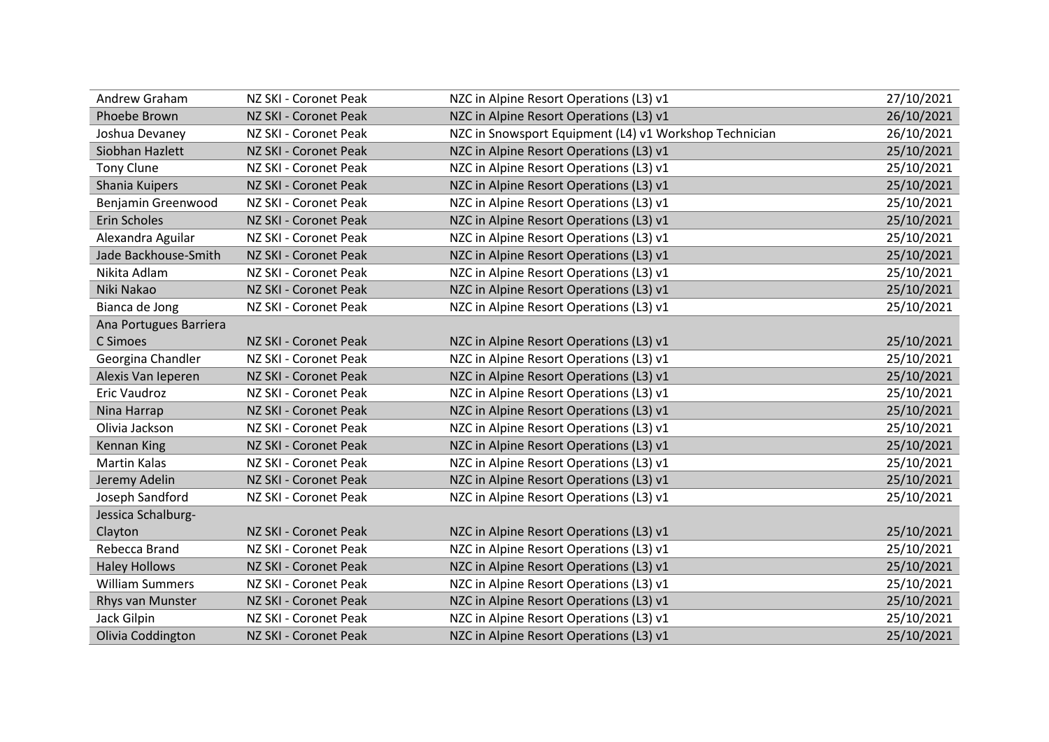| | | | |
|---|---|---|---|
| Andrew Graham | NZ SKI - Coronet Peak | NZC in Alpine Resort Operations (L3) v1 | 27/10/2021 |
| Phoebe Brown | NZ SKI - Coronet Peak | NZC in Alpine Resort Operations (L3) v1 | 26/10/2021 |
| Joshua Devaney | NZ SKI - Coronet Peak | NZC in Snowsport Equipment (L4) v1 Workshop Technician | 26/10/2021 |
| Siobhan Hazlett | NZ SKI - Coronet Peak | NZC in Alpine Resort Operations (L3) v1 | 25/10/2021 |
| Tony Clune | NZ SKI - Coronet Peak | NZC in Alpine Resort Operations (L3) v1 | 25/10/2021 |
| Shania Kuipers | NZ SKI - Coronet Peak | NZC in Alpine Resort Operations (L3) v1 | 25/10/2021 |
| Benjamin Greenwood | NZ SKI - Coronet Peak | NZC in Alpine Resort Operations (L3) v1 | 25/10/2021 |
| Erin Scholes | NZ SKI - Coronet Peak | NZC in Alpine Resort Operations (L3) v1 | 25/10/2021 |
| Alexandra Aguilar | NZ SKI - Coronet Peak | NZC in Alpine Resort Operations (L3) v1 | 25/10/2021 |
| Jade Backhouse-Smith | NZ SKI - Coronet Peak | NZC in Alpine Resort Operations (L3) v1 | 25/10/2021 |
| Nikita Adlam | NZ SKI - Coronet Peak | NZC in Alpine Resort Operations (L3) v1 | 25/10/2021 |
| Niki Nakao | NZ SKI - Coronet Peak | NZC in Alpine Resort Operations (L3) v1 | 25/10/2021 |
| Bianca de Jong | NZ SKI - Coronet Peak | NZC in Alpine Resort Operations (L3) v1 | 25/10/2021 |
| Ana Portugues Barriera C Simoes | NZ SKI - Coronet Peak | NZC in Alpine Resort Operations (L3) v1 | 25/10/2021 |
| Georgina Chandler | NZ SKI - Coronet Peak | NZC in Alpine Resort Operations (L3) v1 | 25/10/2021 |
| Alexis Van Ieperen | NZ SKI - Coronet Peak | NZC in Alpine Resort Operations (L3) v1 | 25/10/2021 |
| Eric Vaudroz | NZ SKI - Coronet Peak | NZC in Alpine Resort Operations (L3) v1 | 25/10/2021 |
| Nina Harrap | NZ SKI - Coronet Peak | NZC in Alpine Resort Operations (L3) v1 | 25/10/2021 |
| Olivia Jackson | NZ SKI - Coronet Peak | NZC in Alpine Resort Operations (L3) v1 | 25/10/2021 |
| Kennan King | NZ SKI - Coronet Peak | NZC in Alpine Resort Operations (L3) v1 | 25/10/2021 |
| Martin Kalas | NZ SKI - Coronet Peak | NZC in Alpine Resort Operations (L3) v1 | 25/10/2021 |
| Jeremy Adelin | NZ SKI - Coronet Peak | NZC in Alpine Resort Operations (L3) v1 | 25/10/2021 |
| Joseph Sandford | NZ SKI - Coronet Peak | NZC in Alpine Resort Operations (L3) v1 | 25/10/2021 |
| Jessica Schalburg-Clayton | NZ SKI - Coronet Peak | NZC in Alpine Resort Operations (L3) v1 | 25/10/2021 |
| Rebecca Brand | NZ SKI - Coronet Peak | NZC in Alpine Resort Operations (L3) v1 | 25/10/2021 |
| Haley Hollows | NZ SKI - Coronet Peak | NZC in Alpine Resort Operations (L3) v1 | 25/10/2021 |
| William Summers | NZ SKI - Coronet Peak | NZC in Alpine Resort Operations (L3) v1 | 25/10/2021 |
| Rhys van Munster | NZ SKI - Coronet Peak | NZC in Alpine Resort Operations (L3) v1 | 25/10/2021 |
| Jack Gilpin | NZ SKI - Coronet Peak | NZC in Alpine Resort Operations (L3) v1 | 25/10/2021 |
| Olivia Coddington | NZ SKI - Coronet Peak | NZC in Alpine Resort Operations (L3) v1 | 25/10/2021 |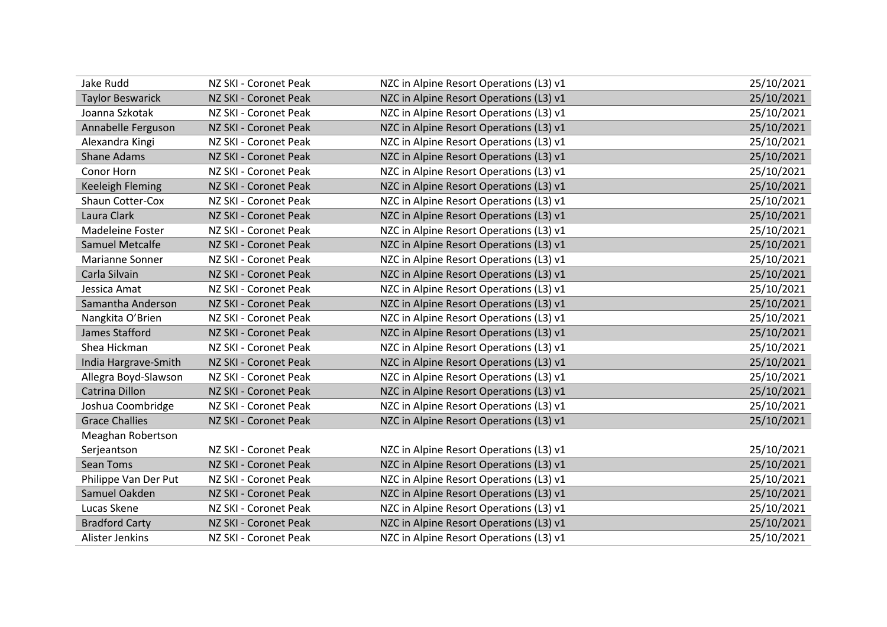| | | | |
|---|---|---|---|
| Jake Rudd | NZ SKI - Coronet Peak | NZC in Alpine Resort Operations (L3) v1 | 25/10/2021 |
| Taylor Beswarick | NZ SKI - Coronet Peak | NZC in Alpine Resort Operations (L3) v1 | 25/10/2021 |
| Joanna Szkotak | NZ SKI - Coronet Peak | NZC in Alpine Resort Operations (L3) v1 | 25/10/2021 |
| Annabelle Ferguson | NZ SKI - Coronet Peak | NZC in Alpine Resort Operations (L3) v1 | 25/10/2021 |
| Alexandra Kingi | NZ SKI - Coronet Peak | NZC in Alpine Resort Operations (L3) v1 | 25/10/2021 |
| Shane Adams | NZ SKI - Coronet Peak | NZC in Alpine Resort Operations (L3) v1 | 25/10/2021 |
| Conor Horn | NZ SKI - Coronet Peak | NZC in Alpine Resort Operations (L3) v1 | 25/10/2021 |
| Keeleigh Fleming | NZ SKI - Coronet Peak | NZC in Alpine Resort Operations (L3) v1 | 25/10/2021 |
| Shaun Cotter-Cox | NZ SKI - Coronet Peak | NZC in Alpine Resort Operations (L3) v1 | 25/10/2021 |
| Laura Clark | NZ SKI - Coronet Peak | NZC in Alpine Resort Operations (L3) v1 | 25/10/2021 |
| Madeleine Foster | NZ SKI - Coronet Peak | NZC in Alpine Resort Operations (L3) v1 | 25/10/2021 |
| Samuel Metcalfe | NZ SKI - Coronet Peak | NZC in Alpine Resort Operations (L3) v1 | 25/10/2021 |
| Marianne Sonner | NZ SKI - Coronet Peak | NZC in Alpine Resort Operations (L3) v1 | 25/10/2021 |
| Carla Silvain | NZ SKI - Coronet Peak | NZC in Alpine Resort Operations (L3) v1 | 25/10/2021 |
| Jessica Amat | NZ SKI - Coronet Peak | NZC in Alpine Resort Operations (L3) v1 | 25/10/2021 |
| Samantha Anderson | NZ SKI - Coronet Peak | NZC in Alpine Resort Operations (L3) v1 | 25/10/2021 |
| Nangkita O'Brien | NZ SKI - Coronet Peak | NZC in Alpine Resort Operations (L3) v1 | 25/10/2021 |
| James Stafford | NZ SKI - Coronet Peak | NZC in Alpine Resort Operations (L3) v1 | 25/10/2021 |
| Shea Hickman | NZ SKI - Coronet Peak | NZC in Alpine Resort Operations (L3) v1 | 25/10/2021 |
| India Hargrave-Smith | NZ SKI - Coronet Peak | NZC in Alpine Resort Operations (L3) v1 | 25/10/2021 |
| Allegra Boyd-Slawson | NZ SKI - Coronet Peak | NZC in Alpine Resort Operations (L3) v1 | 25/10/2021 |
| Catrina Dillon | NZ SKI - Coronet Peak | NZC in Alpine Resort Operations (L3) v1 | 25/10/2021 |
| Joshua Coombridge | NZ SKI - Coronet Peak | NZC in Alpine Resort Operations (L3) v1 | 25/10/2021 |
| Grace Challies | NZ SKI - Coronet Peak | NZC in Alpine Resort Operations (L3) v1 | 25/10/2021 |
| Meaghan Robertson Serjeantson | NZ SKI - Coronet Peak | NZC in Alpine Resort Operations (L3) v1 | 25/10/2021 |
| Sean Toms | NZ SKI - Coronet Peak | NZC in Alpine Resort Operations (L3) v1 | 25/10/2021 |
| Philippe Van Der Put | NZ SKI - Coronet Peak | NZC in Alpine Resort Operations (L3) v1 | 25/10/2021 |
| Samuel Oakden | NZ SKI - Coronet Peak | NZC in Alpine Resort Operations (L3) v1 | 25/10/2021 |
| Lucas Skene | NZ SKI - Coronet Peak | NZC in Alpine Resort Operations (L3) v1 | 25/10/2021 |
| Bradford Carty | NZ SKI - Coronet Peak | NZC in Alpine Resort Operations (L3) v1 | 25/10/2021 |
| Alister Jenkins | NZ SKI - Coronet Peak | NZC in Alpine Resort Operations (L3) v1 | 25/10/2021 |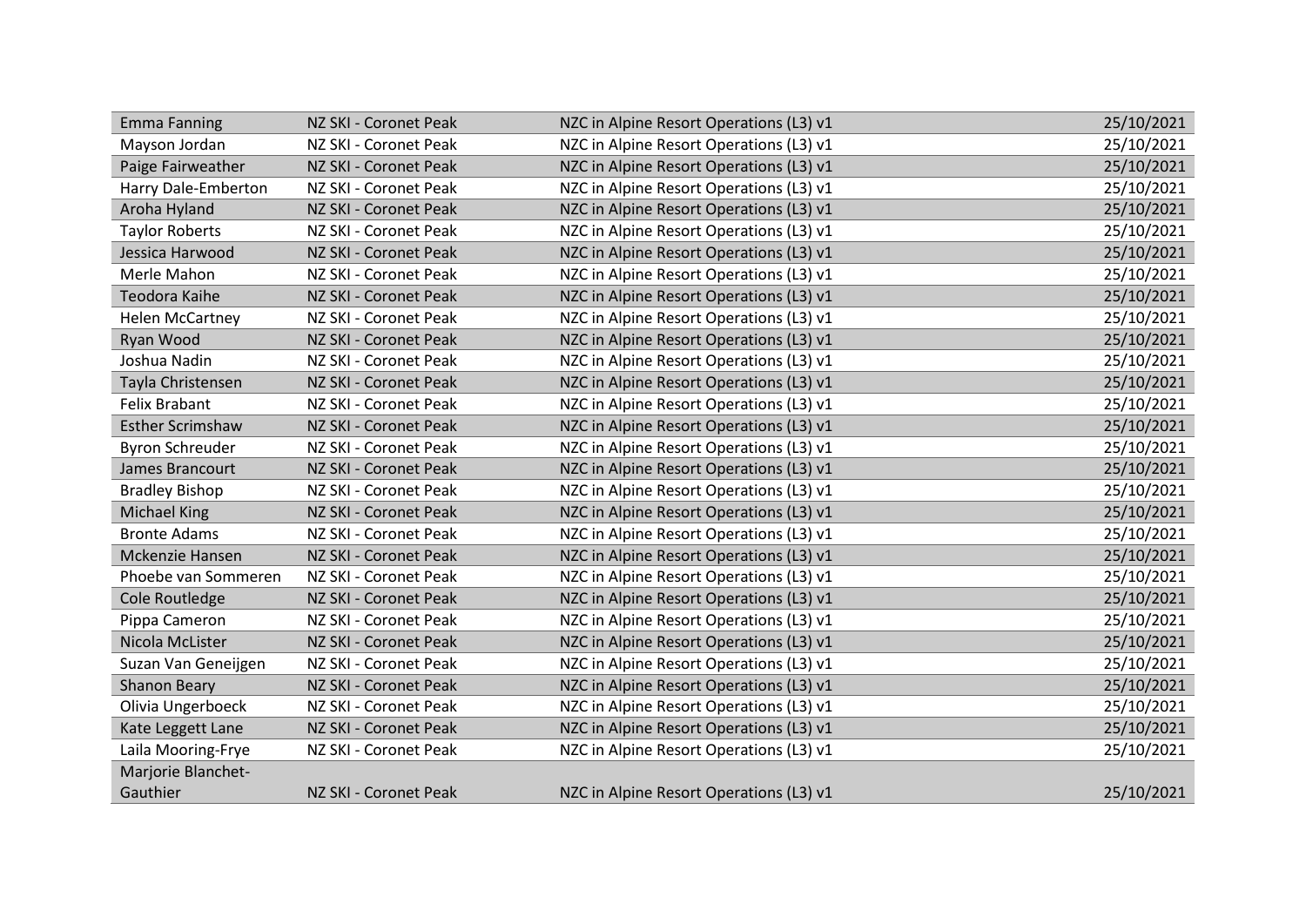| | | | |
|---|---|---|---|
| Emma Fanning | NZ SKI - Coronet Peak | NZC in Alpine Resort Operations (L3) v1 | 25/10/2021 |
| Mayson Jordan | NZ SKI - Coronet Peak | NZC in Alpine Resort Operations (L3) v1 | 25/10/2021 |
| Paige Fairweather | NZ SKI - Coronet Peak | NZC in Alpine Resort Operations (L3) v1 | 25/10/2021 |
| Harry Dale-Emberton | NZ SKI - Coronet Peak | NZC in Alpine Resort Operations (L3) v1 | 25/10/2021 |
| Aroha Hyland | NZ SKI - Coronet Peak | NZC in Alpine Resort Operations (L3) v1 | 25/10/2021 |
| Taylor Roberts | NZ SKI - Coronet Peak | NZC in Alpine Resort Operations (L3) v1 | 25/10/2021 |
| Jessica Harwood | NZ SKI - Coronet Peak | NZC in Alpine Resort Operations (L3) v1 | 25/10/2021 |
| Merle Mahon | NZ SKI - Coronet Peak | NZC in Alpine Resort Operations (L3) v1 | 25/10/2021 |
| Teodora Kaihe | NZ SKI - Coronet Peak | NZC in Alpine Resort Operations (L3) v1 | 25/10/2021 |
| Helen McCartney | NZ SKI - Coronet Peak | NZC in Alpine Resort Operations (L3) v1 | 25/10/2021 |
| Ryan Wood | NZ SKI - Coronet Peak | NZC in Alpine Resort Operations (L3) v1 | 25/10/2021 |
| Joshua Nadin | NZ SKI - Coronet Peak | NZC in Alpine Resort Operations (L3) v1 | 25/10/2021 |
| Tayla Christensen | NZ SKI - Coronet Peak | NZC in Alpine Resort Operations (L3) v1 | 25/10/2021 |
| Felix Brabant | NZ SKI - Coronet Peak | NZC in Alpine Resort Operations (L3) v1 | 25/10/2021 |
| Esther Scrimshaw | NZ SKI - Coronet Peak | NZC in Alpine Resort Operations (L3) v1 | 25/10/2021 |
| Byron Schreuder | NZ SKI - Coronet Peak | NZC in Alpine Resort Operations (L3) v1 | 25/10/2021 |
| James Brancourt | NZ SKI - Coronet Peak | NZC in Alpine Resort Operations (L3) v1 | 25/10/2021 |
| Bradley Bishop | NZ SKI - Coronet Peak | NZC in Alpine Resort Operations (L3) v1 | 25/10/2021 |
| Michael King | NZ SKI - Coronet Peak | NZC in Alpine Resort Operations (L3) v1 | 25/10/2021 |
| Bronte Adams | NZ SKI - Coronet Peak | NZC in Alpine Resort Operations (L3) v1 | 25/10/2021 |
| Mckenzie Hansen | NZ SKI - Coronet Peak | NZC in Alpine Resort Operations (L3) v1 | 25/10/2021 |
| Phoebe van Sommeren | NZ SKI - Coronet Peak | NZC in Alpine Resort Operations (L3) v1 | 25/10/2021 |
| Cole Routledge | NZ SKI - Coronet Peak | NZC in Alpine Resort Operations (L3) v1 | 25/10/2021 |
| Pippa Cameron | NZ SKI - Coronet Peak | NZC in Alpine Resort Operations (L3) v1 | 25/10/2021 |
| Nicola McLister | NZ SKI - Coronet Peak | NZC in Alpine Resort Operations (L3) v1 | 25/10/2021 |
| Suzan Van Geneijgen | NZ SKI - Coronet Peak | NZC in Alpine Resort Operations (L3) v1 | 25/10/2021 |
| Shanon Beary | NZ SKI - Coronet Peak | NZC in Alpine Resort Operations (L3) v1 | 25/10/2021 |
| Olivia Ungerboeck | NZ SKI - Coronet Peak | NZC in Alpine Resort Operations (L3) v1 | 25/10/2021 |
| Kate Leggett Lane | NZ SKI - Coronet Peak | NZC in Alpine Resort Operations (L3) v1 | 25/10/2021 |
| Laila Mooring-Frye | NZ SKI - Coronet Peak | NZC in Alpine Resort Operations (L3) v1 | 25/10/2021 |
| Marjorie Blanchet-Gauthier | NZ SKI - Coronet Peak | NZC in Alpine Resort Operations (L3) v1 | 25/10/2021 |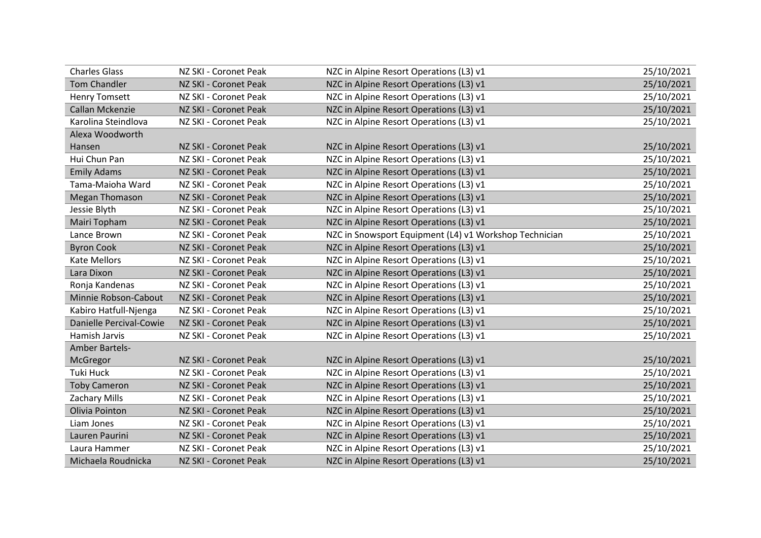| | | | |
|---|---|---|---|
| Charles Glass | NZ SKI - Coronet Peak | NZC in Alpine Resort Operations (L3) v1 | 25/10/2021 |
| Tom Chandler | NZ SKI - Coronet Peak | NZC in Alpine Resort Operations (L3) v1 | 25/10/2021 |
| Henry Tomsett | NZ SKI - Coronet Peak | NZC in Alpine Resort Operations (L3) v1 | 25/10/2021 |
| Callan Mckenzie | NZ SKI - Coronet Peak | NZC in Alpine Resort Operations (L3) v1 | 25/10/2021 |
| Karolina Steindlova | NZ SKI - Coronet Peak | NZC in Alpine Resort Operations (L3) v1 | 25/10/2021 |
| Alexa Woodworth Hansen | NZ SKI - Coronet Peak | NZC in Alpine Resort Operations (L3) v1 | 25/10/2021 |
| Hui Chun Pan | NZ SKI - Coronet Peak | NZC in Alpine Resort Operations (L3) v1 | 25/10/2021 |
| Emily Adams | NZ SKI - Coronet Peak | NZC in Alpine Resort Operations (L3) v1 | 25/10/2021 |
| Tama-Maioha Ward | NZ SKI - Coronet Peak | NZC in Alpine Resort Operations (L3) v1 | 25/10/2021 |
| Megan Thomason | NZ SKI - Coronet Peak | NZC in Alpine Resort Operations (L3) v1 | 25/10/2021 |
| Jessie Blyth | NZ SKI - Coronet Peak | NZC in Alpine Resort Operations (L3) v1 | 25/10/2021 |
| Mairi Topham | NZ SKI - Coronet Peak | NZC in Alpine Resort Operations (L3) v1 | 25/10/2021 |
| Lance Brown | NZ SKI - Coronet Peak | NZC in Snowsport Equipment (L4) v1 Workshop Technician | 25/10/2021 |
| Byron Cook | NZ SKI - Coronet Peak | NZC in Alpine Resort Operations (L3) v1 | 25/10/2021 |
| Kate Mellors | NZ SKI - Coronet Peak | NZC in Alpine Resort Operations (L3) v1 | 25/10/2021 |
| Lara Dixon | NZ SKI - Coronet Peak | NZC in Alpine Resort Operations (L3) v1 | 25/10/2021 |
| Ronja Kandenas | NZ SKI - Coronet Peak | NZC in Alpine Resort Operations (L3) v1 | 25/10/2021 |
| Minnie Robson-Cabout | NZ SKI - Coronet Peak | NZC in Alpine Resort Operations (L3) v1 | 25/10/2021 |
| Kabiro Hatfull-Njenga | NZ SKI - Coronet Peak | NZC in Alpine Resort Operations (L3) v1 | 25/10/2021 |
| Danielle Percival-Cowie | NZ SKI - Coronet Peak | NZC in Alpine Resort Operations (L3) v1 | 25/10/2021 |
| Hamish Jarvis | NZ SKI - Coronet Peak | NZC in Alpine Resort Operations (L3) v1 | 25/10/2021 |
| Amber Bartels-McGregor | NZ SKI - Coronet Peak | NZC in Alpine Resort Operations (L3) v1 | 25/10/2021 |
| Tuki Huck | NZ SKI - Coronet Peak | NZC in Alpine Resort Operations (L3) v1 | 25/10/2021 |
| Toby Cameron | NZ SKI - Coronet Peak | NZC in Alpine Resort Operations (L3) v1 | 25/10/2021 |
| Zachary Mills | NZ SKI - Coronet Peak | NZC in Alpine Resort Operations (L3) v1 | 25/10/2021 |
| Olivia Pointon | NZ SKI - Coronet Peak | NZC in Alpine Resort Operations (L3) v1 | 25/10/2021 |
| Liam Jones | NZ SKI - Coronet Peak | NZC in Alpine Resort Operations (L3) v1 | 25/10/2021 |
| Lauren Paurini | NZ SKI - Coronet Peak | NZC in Alpine Resort Operations (L3) v1 | 25/10/2021 |
| Laura Hammer | NZ SKI - Coronet Peak | NZC in Alpine Resort Operations (L3) v1 | 25/10/2021 |
| Michaela Roudnicka | NZ SKI - Coronet Peak | NZC in Alpine Resort Operations (L3) v1 | 25/10/2021 |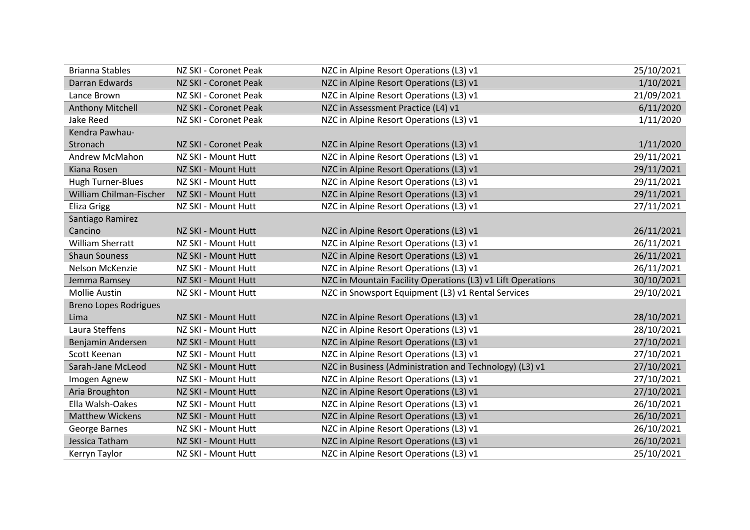| | | | |
|---|---|---|---|
| Brianna Stables | NZ SKI - Coronet Peak | NZC in Alpine Resort Operations (L3) v1 | 25/10/2021 |
| Darran Edwards | NZ SKI - Coronet Peak | NZC in Alpine Resort Operations (L3) v1 | 1/10/2021 |
| Lance Brown | NZ SKI - Coronet Peak | NZC in Alpine Resort Operations (L3) v1 | 21/09/2021 |
| Anthony Mitchell | NZ SKI - Coronet Peak | NZC in Assessment Practice (L4) v1 | 6/11/2020 |
| Jake Reed | NZ SKI - Coronet Peak | NZC in Alpine Resort Operations (L3) v1 | 1/11/2020 |
| Kendra Pawhau-Stronach | NZ SKI - Coronet Peak | NZC in Alpine Resort Operations (L3) v1 | 1/11/2020 |
| Andrew McMahon | NZ SKI - Mount Hutt | NZC in Alpine Resort Operations (L3) v1 | 29/11/2021 |
| Kiana Rosen | NZ SKI - Mount Hutt | NZC in Alpine Resort Operations (L3) v1 | 29/11/2021 |
| Hugh Turner-Blues | NZ SKI - Mount Hutt | NZC in Alpine Resort Operations (L3) v1 | 29/11/2021 |
| William Chilman-Fischer | NZ SKI - Mount Hutt | NZC in Alpine Resort Operations (L3) v1 | 29/11/2021 |
| Eliza Grigg | NZ SKI - Mount Hutt | NZC in Alpine Resort Operations (L3) v1 | 27/11/2021 |
| Santiago Ramirez Cancino | NZ SKI - Mount Hutt | NZC in Alpine Resort Operations (L3) v1 | 26/11/2021 |
| William Sherratt | NZ SKI - Mount Hutt | NZC in Alpine Resort Operations (L3) v1 | 26/11/2021 |
| Shaun Souness | NZ SKI - Mount Hutt | NZC in Alpine Resort Operations (L3) v1 | 26/11/2021 |
| Nelson McKenzie | NZ SKI - Mount Hutt | NZC in Alpine Resort Operations (L3) v1 | 26/11/2021 |
| Jemma Ramsey | NZ SKI - Mount Hutt | NZC in Mountain Facility Operations (L3) v1 Lift Operations | 30/10/2021 |
| Mollie Austin | NZ SKI - Mount Hutt | NZC in Snowsport Equipment (L3) v1 Rental Services | 29/10/2021 |
| Breno Lopes Rodrigues Lima | NZ SKI - Mount Hutt | NZC in Alpine Resort Operations (L3) v1 | 28/10/2021 |
| Laura Steffens | NZ SKI - Mount Hutt | NZC in Alpine Resort Operations (L3) v1 | 28/10/2021 |
| Benjamin Andersen | NZ SKI - Mount Hutt | NZC in Alpine Resort Operations (L3) v1 | 27/10/2021 |
| Scott Keenan | NZ SKI - Mount Hutt | NZC in Alpine Resort Operations (L3) v1 | 27/10/2021 |
| Sarah-Jane McLeod | NZ SKI - Mount Hutt | NZC in Business (Administration and Technology) (L3) v1 | 27/10/2021 |
| Imogen Agnew | NZ SKI - Mount Hutt | NZC in Alpine Resort Operations (L3) v1 | 27/10/2021 |
| Aria Broughton | NZ SKI - Mount Hutt | NZC in Alpine Resort Operations (L3) v1 | 27/10/2021 |
| Ella Walsh-Oakes | NZ SKI - Mount Hutt | NZC in Alpine Resort Operations (L3) v1 | 26/10/2021 |
| Matthew Wickens | NZ SKI - Mount Hutt | NZC in Alpine Resort Operations (L3) v1 | 26/10/2021 |
| George Barnes | NZ SKI - Mount Hutt | NZC in Alpine Resort Operations (L3) v1 | 26/10/2021 |
| Jessica Tatham | NZ SKI - Mount Hutt | NZC in Alpine Resort Operations (L3) v1 | 26/10/2021 |
| Kerryn Taylor | NZ SKI - Mount Hutt | NZC in Alpine Resort Operations (L3) v1 | 25/10/2021 |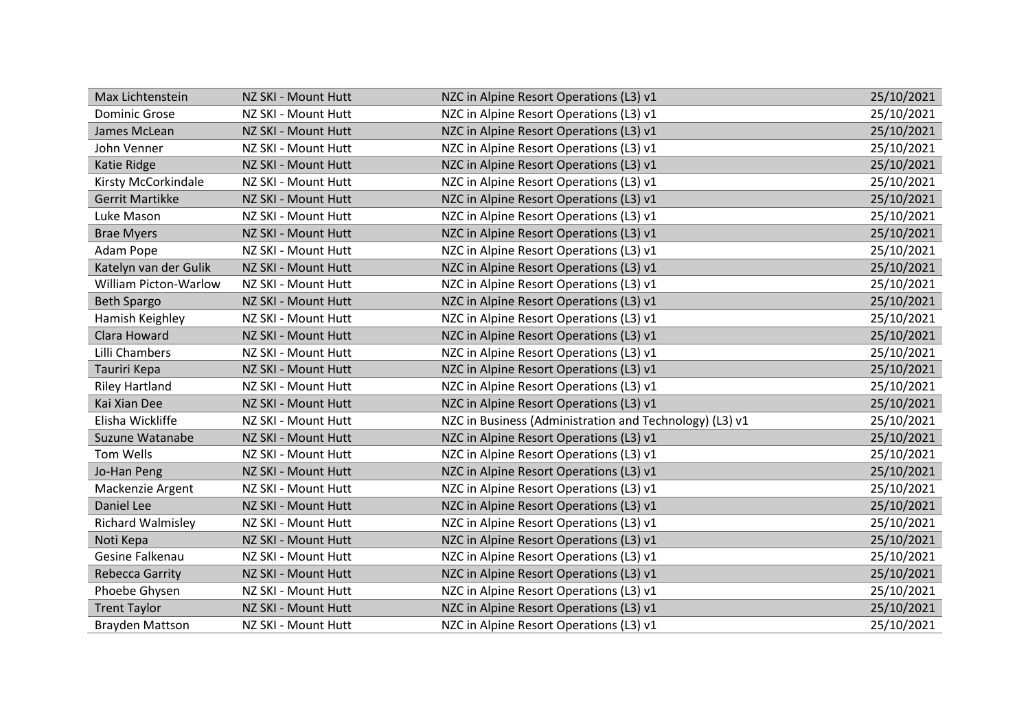| Max Lichtenstein | NZ SKI - Mount Hutt | NZC in Alpine Resort Operations (L3) v1 | 25/10/2021 |
|---|---|---|---|
| Dominic Grose | NZ SKI - Mount Hutt | NZC in Alpine Resort Operations (L3) v1 | 25/10/2021 |
| James McLean | NZ SKI - Mount Hutt | NZC in Alpine Resort Operations (L3) v1 | 25/10/2021 |
| John Venner | NZ SKI - Mount Hutt | NZC in Alpine Resort Operations (L3) v1 | 25/10/2021 |
| Katie Ridge | NZ SKI - Mount Hutt | NZC in Alpine Resort Operations (L3) v1 | 25/10/2021 |
| Kirsty McCorkindale | NZ SKI - Mount Hutt | NZC in Alpine Resort Operations (L3) v1 | 25/10/2021 |
| Gerrit Martikke | NZ SKI - Mount Hutt | NZC in Alpine Resort Operations (L3) v1 | 25/10/2021 |
| Luke Mason | NZ SKI - Mount Hutt | NZC in Alpine Resort Operations (L3) v1 | 25/10/2021 |
| Brae Myers | NZ SKI - Mount Hutt | NZC in Alpine Resort Operations (L3) v1 | 25/10/2021 |
| Adam Pope | NZ SKI - Mount Hutt | NZC in Alpine Resort Operations (L3) v1 | 25/10/2021 |
| Katelyn van der Gulik | NZ SKI - Mount Hutt | NZC in Alpine Resort Operations (L3) v1 | 25/10/2021 |
| William Picton-Warlow | NZ SKI - Mount Hutt | NZC in Alpine Resort Operations (L3) v1 | 25/10/2021 |
| Beth Spargo | NZ SKI - Mount Hutt | NZC in Alpine Resort Operations (L3) v1 | 25/10/2021 |
| Hamish Keighley | NZ SKI - Mount Hutt | NZC in Alpine Resort Operations (L3) v1 | 25/10/2021 |
| Clara Howard | NZ SKI - Mount Hutt | NZC in Alpine Resort Operations (L3) v1 | 25/10/2021 |
| Lilli Chambers | NZ SKI - Mount Hutt | NZC in Alpine Resort Operations (L3) v1 | 25/10/2021 |
| Tauriri Kepa | NZ SKI - Mount Hutt | NZC in Alpine Resort Operations (L3) v1 | 25/10/2021 |
| Riley Hartland | NZ SKI - Mount Hutt | NZC in Alpine Resort Operations (L3) v1 | 25/10/2021 |
| Kai Xian Dee | NZ SKI - Mount Hutt | NZC in Alpine Resort Operations (L3) v1 | 25/10/2021 |
| Elisha Wickliffe | NZ SKI - Mount Hutt | NZC in Business (Administration and Technology) (L3) v1 | 25/10/2021 |
| Suzune Watanabe | NZ SKI - Mount Hutt | NZC in Alpine Resort Operations (L3) v1 | 25/10/2021 |
| Tom Wells | NZ SKI - Mount Hutt | NZC in Alpine Resort Operations (L3) v1 | 25/10/2021 |
| Jo-Han Peng | NZ SKI - Mount Hutt | NZC in Alpine Resort Operations (L3) v1 | 25/10/2021 |
| Mackenzie Argent | NZ SKI - Mount Hutt | NZC in Alpine Resort Operations (L3) v1 | 25/10/2021 |
| Daniel Lee | NZ SKI - Mount Hutt | NZC in Alpine Resort Operations (L3) v1 | 25/10/2021 |
| Richard Walmisley | NZ SKI - Mount Hutt | NZC in Alpine Resort Operations (L3) v1 | 25/10/2021 |
| Noti Kepa | NZ SKI - Mount Hutt | NZC in Alpine Resort Operations (L3) v1 | 25/10/2021 |
| Gesine Falkenau | NZ SKI - Mount Hutt | NZC in Alpine Resort Operations (L3) v1 | 25/10/2021 |
| Rebecca Garrity | NZ SKI - Mount Hutt | NZC in Alpine Resort Operations (L3) v1 | 25/10/2021 |
| Phoebe Ghysen | NZ SKI - Mount Hutt | NZC in Alpine Resort Operations (L3) v1 | 25/10/2021 |
| Trent Taylor | NZ SKI - Mount Hutt | NZC in Alpine Resort Operations (L3) v1 | 25/10/2021 |
| Brayden Mattson | NZ SKI - Mount Hutt | NZC in Alpine Resort Operations (L3) v1 | 25/10/2021 |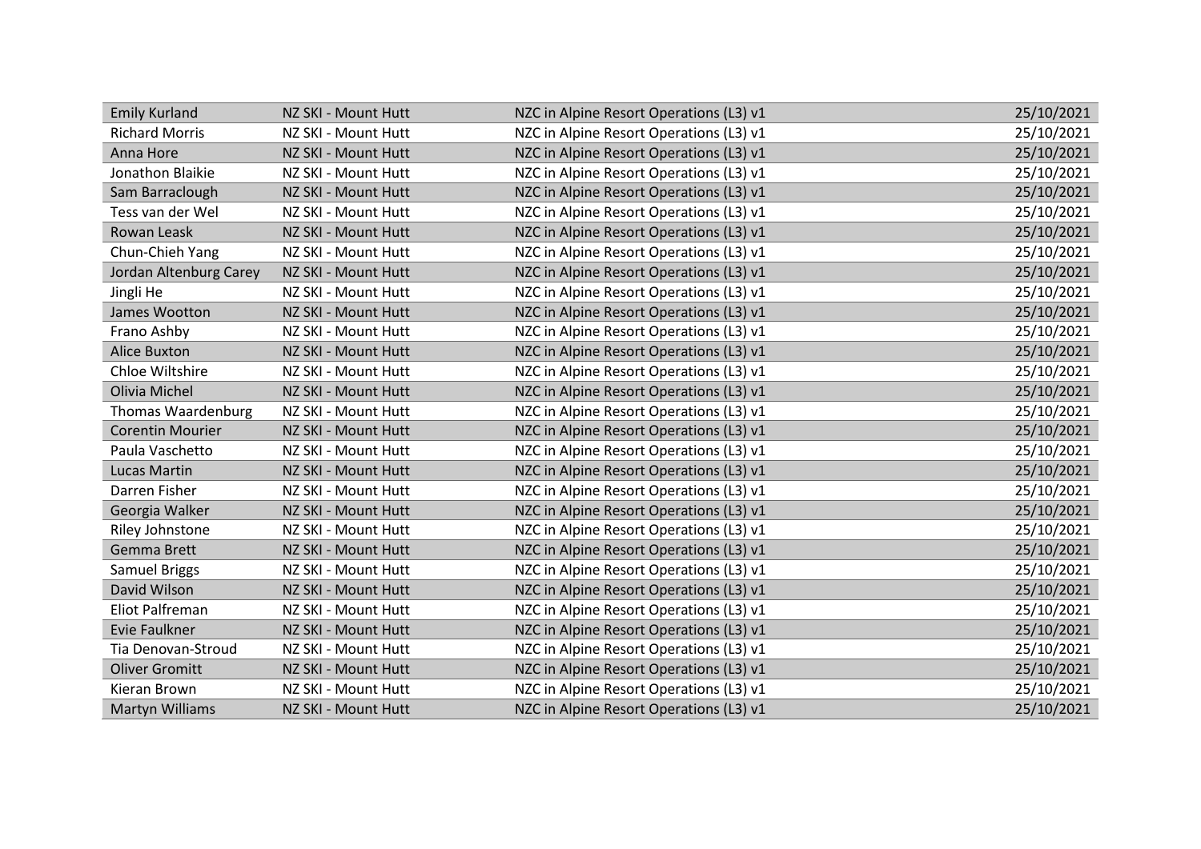| | | | |
|---|---|---|---|
| Emily Kurland | NZ SKI - Mount Hutt | NZC in Alpine Resort Operations (L3) v1 | 25/10/2021 |
| Richard Morris | NZ SKI - Mount Hutt | NZC in Alpine Resort Operations (L3) v1 | 25/10/2021 |
| Anna Hore | NZ SKI - Mount Hutt | NZC in Alpine Resort Operations (L3) v1 | 25/10/2021 |
| Jonathon Blaikie | NZ SKI - Mount Hutt | NZC in Alpine Resort Operations (L3) v1 | 25/10/2021 |
| Sam Barraclough | NZ SKI - Mount Hutt | NZC in Alpine Resort Operations (L3) v1 | 25/10/2021 |
| Tess van der Wel | NZ SKI - Mount Hutt | NZC in Alpine Resort Operations (L3) v1 | 25/10/2021 |
| Rowan Leask | NZ SKI - Mount Hutt | NZC in Alpine Resort Operations (L3) v1 | 25/10/2021 |
| Chun-Chieh Yang | NZ SKI - Mount Hutt | NZC in Alpine Resort Operations (L3) v1 | 25/10/2021 |
| Jordan Altenburg Carey | NZ SKI - Mount Hutt | NZC in Alpine Resort Operations (L3) v1 | 25/10/2021 |
| Jingli He | NZ SKI - Mount Hutt | NZC in Alpine Resort Operations (L3) v1 | 25/10/2021 |
| James Wootton | NZ SKI - Mount Hutt | NZC in Alpine Resort Operations (L3) v1 | 25/10/2021 |
| Frano Ashby | NZ SKI - Mount Hutt | NZC in Alpine Resort Operations (L3) v1 | 25/10/2021 |
| Alice Buxton | NZ SKI - Mount Hutt | NZC in Alpine Resort Operations (L3) v1 | 25/10/2021 |
| Chloe Wiltshire | NZ SKI - Mount Hutt | NZC in Alpine Resort Operations (L3) v1 | 25/10/2021 |
| Olivia Michel | NZ SKI - Mount Hutt | NZC in Alpine Resort Operations (L3) v1 | 25/10/2021 |
| Thomas Waardenburg | NZ SKI - Mount Hutt | NZC in Alpine Resort Operations (L3) v1 | 25/10/2021 |
| Corentin Mourier | NZ SKI - Mount Hutt | NZC in Alpine Resort Operations (L3) v1 | 25/10/2021 |
| Paula Vaschetto | NZ SKI - Mount Hutt | NZC in Alpine Resort Operations (L3) v1 | 25/10/2021 |
| Lucas Martin | NZ SKI - Mount Hutt | NZC in Alpine Resort Operations (L3) v1 | 25/10/2021 |
| Darren Fisher | NZ SKI - Mount Hutt | NZC in Alpine Resort Operations (L3) v1 | 25/10/2021 |
| Georgia Walker | NZ SKI - Mount Hutt | NZC in Alpine Resort Operations (L3) v1 | 25/10/2021 |
| Riley Johnstone | NZ SKI - Mount Hutt | NZC in Alpine Resort Operations (L3) v1 | 25/10/2021 |
| Gemma Brett | NZ SKI - Mount Hutt | NZC in Alpine Resort Operations (L3) v1 | 25/10/2021 |
| Samuel Briggs | NZ SKI - Mount Hutt | NZC in Alpine Resort Operations (L3) v1 | 25/10/2021 |
| David Wilson | NZ SKI - Mount Hutt | NZC in Alpine Resort Operations (L3) v1 | 25/10/2021 |
| Eliot Palfreman | NZ SKI - Mount Hutt | NZC in Alpine Resort Operations (L3) v1 | 25/10/2021 |
| Evie Faulkner | NZ SKI - Mount Hutt | NZC in Alpine Resort Operations (L3) v1 | 25/10/2021 |
| Tia Denovan-Stroud | NZ SKI - Mount Hutt | NZC in Alpine Resort Operations (L3) v1 | 25/10/2021 |
| Oliver Gromitt | NZ SKI - Mount Hutt | NZC in Alpine Resort Operations (L3) v1 | 25/10/2021 |
| Kieran Brown | NZ SKI - Mount Hutt | NZC in Alpine Resort Operations (L3) v1 | 25/10/2021 |
| Martyn Williams | NZ SKI - Mount Hutt | NZC in Alpine Resort Operations (L3) v1 | 25/10/2021 |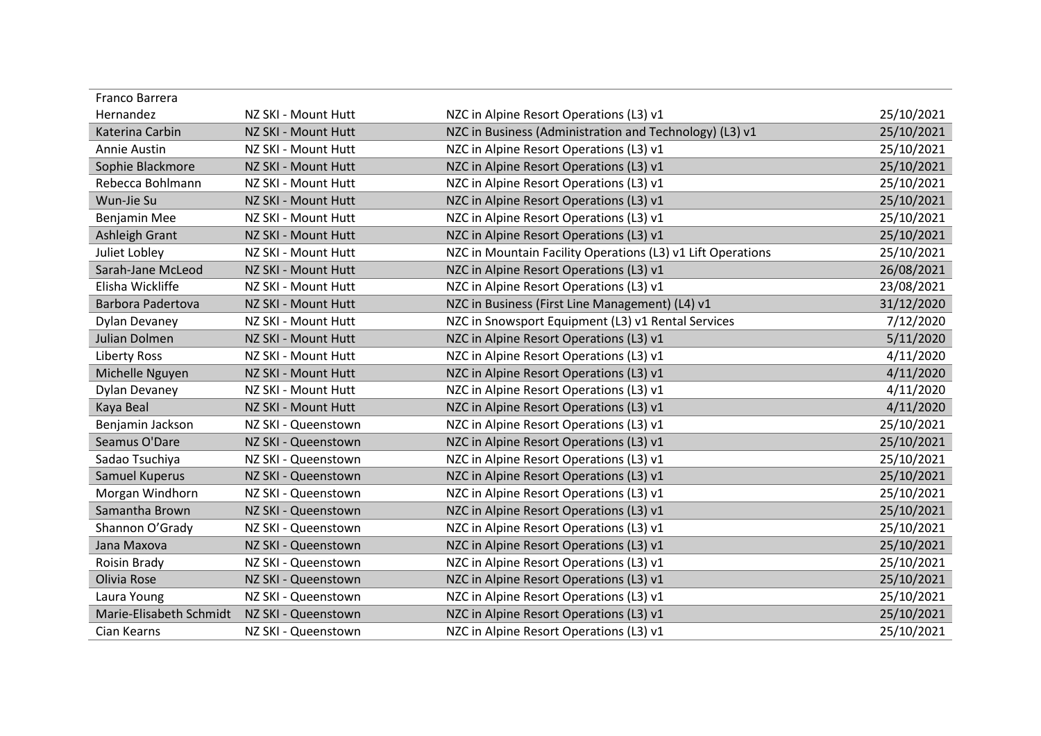| Franco Barrera Hernandez | NZ SKI - Mount Hutt | NZC in Alpine Resort Operations (L3) v1 | 25/10/2021 |
|---|---|---|---|
| Katerina Carbin | NZ SKI - Mount Hutt | NZC in Business (Administration and Technology) (L3) v1 | 25/10/2021 |
| Annie Austin | NZ SKI - Mount Hutt | NZC in Alpine Resort Operations (L3) v1 | 25/10/2021 |
| Sophie Blackmore | NZ SKI - Mount Hutt | NZC in Alpine Resort Operations (L3) v1 | 25/10/2021 |
| Rebecca Bohlmann | NZ SKI - Mount Hutt | NZC in Alpine Resort Operations (L3) v1 | 25/10/2021 |
| Wun-Jie Su | NZ SKI - Mount Hutt | NZC in Alpine Resort Operations (L3) v1 | 25/10/2021 |
| Benjamin Mee | NZ SKI - Mount Hutt | NZC in Alpine Resort Operations (L3) v1 | 25/10/2021 |
| Ashleigh Grant | NZ SKI - Mount Hutt | NZC in Alpine Resort Operations (L3) v1 | 25/10/2021 |
| Juliet Lobley | NZ SKI - Mount Hutt | NZC in Mountain Facility Operations (L3) v1 Lift Operations | 25/10/2021 |
| Sarah-Jane McLeod | NZ SKI - Mount Hutt | NZC in Alpine Resort Operations (L3) v1 | 26/08/2021 |
| Elisha Wickliffe | NZ SKI - Mount Hutt | NZC in Alpine Resort Operations (L3) v1 | 23/08/2021 |
| Barbora Padertova | NZ SKI - Mount Hutt | NZC in Business (First Line Management) (L4) v1 | 31/12/2020 |
| Dylan Devaney | NZ SKI - Mount Hutt | NZC in Snowsport Equipment (L3) v1 Rental Services | 7/12/2020 |
| Julian Dolmen | NZ SKI - Mount Hutt | NZC in Alpine Resort Operations (L3) v1 | 5/11/2020 |
| Liberty Ross | NZ SKI - Mount Hutt | NZC in Alpine Resort Operations (L3) v1 | 4/11/2020 |
| Michelle Nguyen | NZ SKI - Mount Hutt | NZC in Alpine Resort Operations (L3) v1 | 4/11/2020 |
| Dylan Devaney | NZ SKI - Mount Hutt | NZC in Alpine Resort Operations (L3) v1 | 4/11/2020 |
| Kaya Beal | NZ SKI - Mount Hutt | NZC in Alpine Resort Operations (L3) v1 | 4/11/2020 |
| Benjamin Jackson | NZ SKI - Queenstown | NZC in Alpine Resort Operations (L3) v1 | 25/10/2021 |
| Seamus O'Dare | NZ SKI - Queenstown | NZC in Alpine Resort Operations (L3) v1 | 25/10/2021 |
| Sadao Tsuchiya | NZ SKI - Queenstown | NZC in Alpine Resort Operations (L3) v1 | 25/10/2021 |
| Samuel Kuperus | NZ SKI - Queenstown | NZC in Alpine Resort Operations (L3) v1 | 25/10/2021 |
| Morgan Windhorn | NZ SKI - Queenstown | NZC in Alpine Resort Operations (L3) v1 | 25/10/2021 |
| Samantha Brown | NZ SKI - Queenstown | NZC in Alpine Resort Operations (L3) v1 | 25/10/2021 |
| Shannon O'Grady | NZ SKI - Queenstown | NZC in Alpine Resort Operations (L3) v1 | 25/10/2021 |
| Jana Maxova | NZ SKI - Queenstown | NZC in Alpine Resort Operations (L3) v1 | 25/10/2021 |
| Roisin Brady | NZ SKI - Queenstown | NZC in Alpine Resort Operations (L3) v1 | 25/10/2021 |
| Olivia Rose | NZ SKI - Queenstown | NZC in Alpine Resort Operations (L3) v1 | 25/10/2021 |
| Laura Young | NZ SKI - Queenstown | NZC in Alpine Resort Operations (L3) v1 | 25/10/2021 |
| Marie-Elisabeth Schmidt | NZ SKI - Queenstown | NZC in Alpine Resort Operations (L3) v1 | 25/10/2021 |
| Cian Kearns | NZ SKI - Queenstown | NZC in Alpine Resort Operations (L3) v1 | 25/10/2021 |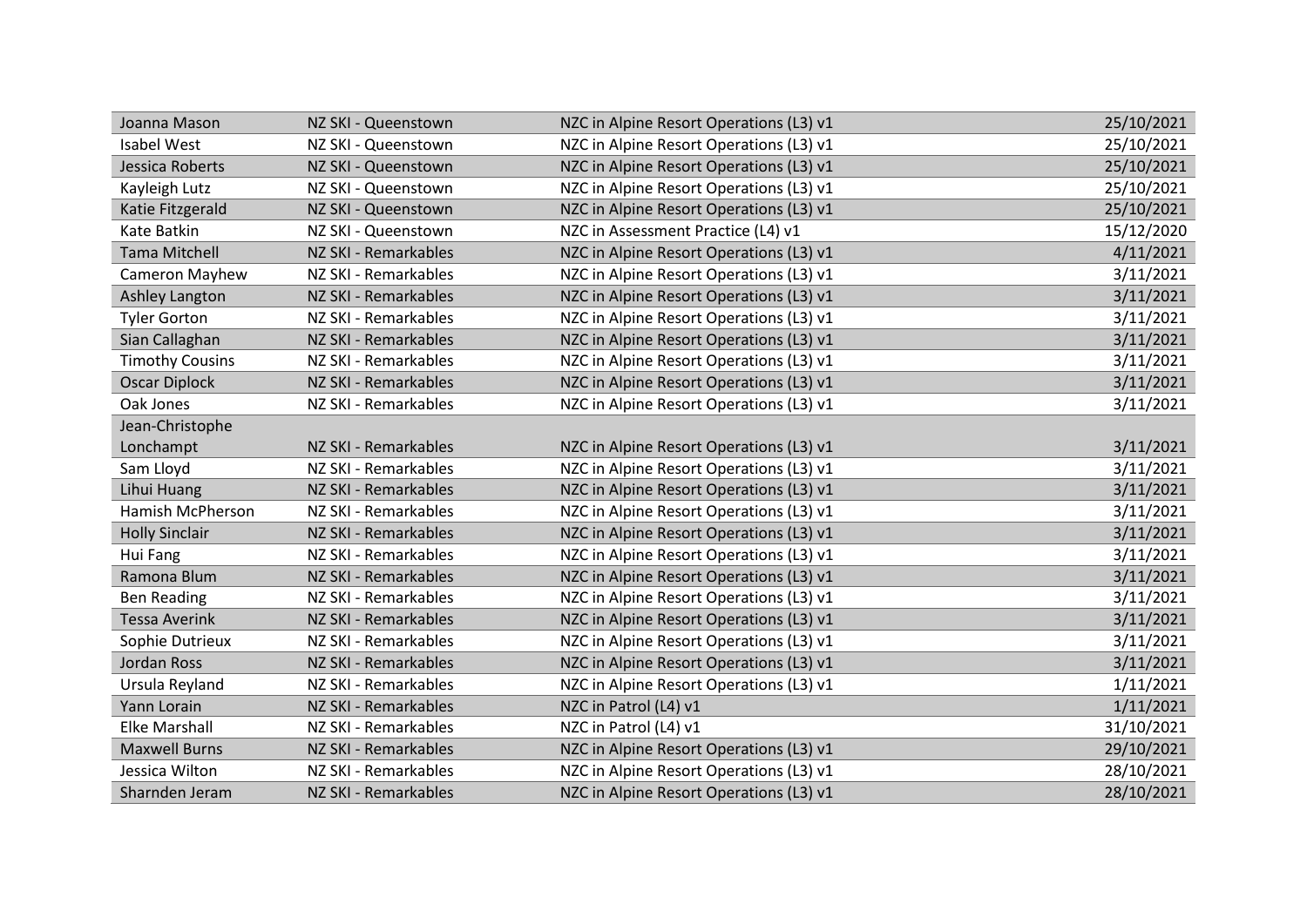| | | | |
|---|---|---|---|
| Joanna Mason | NZ SKI - Queenstown | NZC in Alpine Resort Operations (L3) v1 | 25/10/2021 |
| Isabel West | NZ SKI - Queenstown | NZC in Alpine Resort Operations (L3) v1 | 25/10/2021 |
| Jessica Roberts | NZ SKI - Queenstown | NZC in Alpine Resort Operations (L3) v1 | 25/10/2021 |
| Kayleigh Lutz | NZ SKI - Queenstown | NZC in Alpine Resort Operations (L3) v1 | 25/10/2021 |
| Katie Fitzgerald | NZ SKI - Queenstown | NZC in Alpine Resort Operations (L3) v1 | 25/10/2021 |
| Kate Batkin | NZ SKI - Queenstown | NZC in Assessment Practice (L4) v1 | 15/12/2020 |
| Tama Mitchell | NZ SKI - Remarkables | NZC in Alpine Resort Operations (L3) v1 | 4/11/2021 |
| Cameron Mayhew | NZ SKI - Remarkables | NZC in Alpine Resort Operations (L3) v1 | 3/11/2021 |
| Ashley Langton | NZ SKI - Remarkables | NZC in Alpine Resort Operations (L3) v1 | 3/11/2021 |
| Tyler Gorton | NZ SKI - Remarkables | NZC in Alpine Resort Operations (L3) v1 | 3/11/2021 |
| Sian Callaghan | NZ SKI - Remarkables | NZC in Alpine Resort Operations (L3) v1 | 3/11/2021 |
| Timothy Cousins | NZ SKI - Remarkables | NZC in Alpine Resort Operations (L3) v1 | 3/11/2021 |
| Oscar Diplock | NZ SKI - Remarkables | NZC in Alpine Resort Operations (L3) v1 | 3/11/2021 |
| Oak Jones | NZ SKI - Remarkables | NZC in Alpine Resort Operations (L3) v1 | 3/11/2021 |
| Jean-Christophe Lonchampt | NZ SKI - Remarkables | NZC in Alpine Resort Operations (L3) v1 | 3/11/2021 |
| Sam Lloyd | NZ SKI - Remarkables | NZC in Alpine Resort Operations (L3) v1 | 3/11/2021 |
| Lihui Huang | NZ SKI - Remarkables | NZC in Alpine Resort Operations (L3) v1 | 3/11/2021 |
| Hamish McPherson | NZ SKI - Remarkables | NZC in Alpine Resort Operations (L3) v1 | 3/11/2021 |
| Holly Sinclair | NZ SKI - Remarkables | NZC in Alpine Resort Operations (L3) v1 | 3/11/2021 |
| Hui Fang | NZ SKI - Remarkables | NZC in Alpine Resort Operations (L3) v1 | 3/11/2021 |
| Ramona Blum | NZ SKI - Remarkables | NZC in Alpine Resort Operations (L3) v1 | 3/11/2021 |
| Ben Reading | NZ SKI - Remarkables | NZC in Alpine Resort Operations (L3) v1 | 3/11/2021 |
| Tessa Averink | NZ SKI - Remarkables | NZC in Alpine Resort Operations (L3) v1 | 3/11/2021 |
| Sophie Dutrieux | NZ SKI - Remarkables | NZC in Alpine Resort Operations (L3) v1 | 3/11/2021 |
| Jordan Ross | NZ SKI - Remarkables | NZC in Alpine Resort Operations (L3) v1 | 3/11/2021 |
| Ursula Reyland | NZ SKI - Remarkables | NZC in Alpine Resort Operations (L3) v1 | 1/11/2021 |
| Yann Lorain | NZ SKI - Remarkables | NZC in Patrol (L4) v1 | 1/11/2021 |
| Elke Marshall | NZ SKI - Remarkables | NZC in Patrol (L4) v1 | 31/10/2021 |
| Maxwell Burns | NZ SKI - Remarkables | NZC in Alpine Resort Operations (L3) v1 | 29/10/2021 |
| Jessica Wilton | NZ SKI - Remarkables | NZC in Alpine Resort Operations (L3) v1 | 28/10/2021 |
| Sharnden Jeram | NZ SKI - Remarkables | NZC in Alpine Resort Operations (L3) v1 | 28/10/2021 |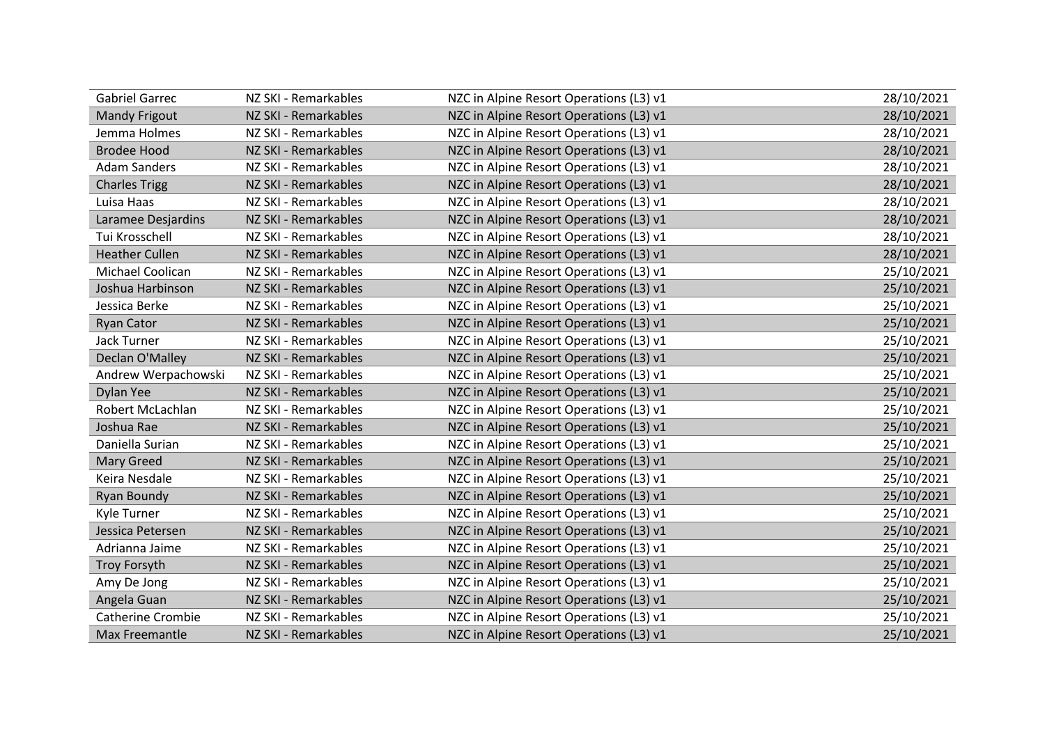| | | | |
|---|---|---|---|
| Gabriel Garrec | NZ SKI - Remarkables | NZC in Alpine Resort Operations (L3) v1 | 28/10/2021 |
| Mandy Frigout | NZ SKI - Remarkables | NZC in Alpine Resort Operations (L3) v1 | 28/10/2021 |
| Jemma Holmes | NZ SKI - Remarkables | NZC in Alpine Resort Operations (L3) v1 | 28/10/2021 |
| Brodee Hood | NZ SKI - Remarkables | NZC in Alpine Resort Operations (L3) v1 | 28/10/2021 |
| Adam Sanders | NZ SKI - Remarkables | NZC in Alpine Resort Operations (L3) v1 | 28/10/2021 |
| Charles Trigg | NZ SKI - Remarkables | NZC in Alpine Resort Operations (L3) v1 | 28/10/2021 |
| Luisa Haas | NZ SKI - Remarkables | NZC in Alpine Resort Operations (L3) v1 | 28/10/2021 |
| Laramee Desjardins | NZ SKI - Remarkables | NZC in Alpine Resort Operations (L3) v1 | 28/10/2021 |
| Tui Krosschell | NZ SKI - Remarkables | NZC in Alpine Resort Operations (L3) v1 | 28/10/2021 |
| Heather Cullen | NZ SKI - Remarkables | NZC in Alpine Resort Operations (L3) v1 | 28/10/2021 |
| Michael Coolican | NZ SKI - Remarkables | NZC in Alpine Resort Operations (L3) v1 | 25/10/2021 |
| Joshua Harbinson | NZ SKI - Remarkables | NZC in Alpine Resort Operations (L3) v1 | 25/10/2021 |
| Jessica Berke | NZ SKI - Remarkables | NZC in Alpine Resort Operations (L3) v1 | 25/10/2021 |
| Ryan Cator | NZ SKI - Remarkables | NZC in Alpine Resort Operations (L3) v1 | 25/10/2021 |
| Jack Turner | NZ SKI - Remarkables | NZC in Alpine Resort Operations (L3) v1 | 25/10/2021 |
| Declan O'Malley | NZ SKI - Remarkables | NZC in Alpine Resort Operations (L3) v1 | 25/10/2021 |
| Andrew Werpachowski | NZ SKI - Remarkables | NZC in Alpine Resort Operations (L3) v1 | 25/10/2021 |
| Dylan Yee | NZ SKI - Remarkables | NZC in Alpine Resort Operations (L3) v1 | 25/10/2021 |
| Robert McLachlan | NZ SKI - Remarkables | NZC in Alpine Resort Operations (L3) v1 | 25/10/2021 |
| Joshua Rae | NZ SKI - Remarkables | NZC in Alpine Resort Operations (L3) v1 | 25/10/2021 |
| Daniella Surian | NZ SKI - Remarkables | NZC in Alpine Resort Operations (L3) v1 | 25/10/2021 |
| Mary Greed | NZ SKI - Remarkables | NZC in Alpine Resort Operations (L3) v1 | 25/10/2021 |
| Keira Nesdale | NZ SKI - Remarkables | NZC in Alpine Resort Operations (L3) v1 | 25/10/2021 |
| Ryan Boundy | NZ SKI - Remarkables | NZC in Alpine Resort Operations (L3) v1 | 25/10/2021 |
| Kyle Turner | NZ SKI - Remarkables | NZC in Alpine Resort Operations (L3) v1 | 25/10/2021 |
| Jessica Petersen | NZ SKI - Remarkables | NZC in Alpine Resort Operations (L3) v1 | 25/10/2021 |
| Adrianna Jaime | NZ SKI - Remarkables | NZC in Alpine Resort Operations (L3) v1 | 25/10/2021 |
| Troy Forsyth | NZ SKI - Remarkables | NZC in Alpine Resort Operations (L3) v1 | 25/10/2021 |
| Amy De Jong | NZ SKI - Remarkables | NZC in Alpine Resort Operations (L3) v1 | 25/10/2021 |
| Angela Guan | NZ SKI - Remarkables | NZC in Alpine Resort Operations (L3) v1 | 25/10/2021 |
| Catherine Crombie | NZ SKI - Remarkables | NZC in Alpine Resort Operations (L3) v1 | 25/10/2021 |
| Max Freemantle | NZ SKI - Remarkables | NZC in Alpine Resort Operations (L3) v1 | 25/10/2021 |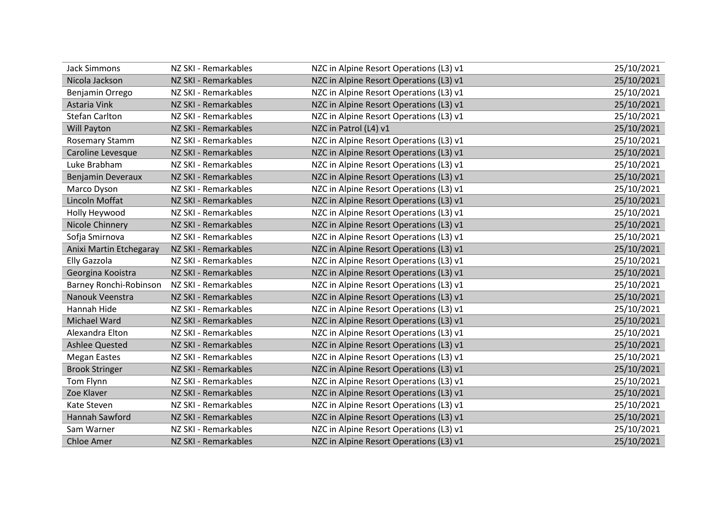| | | | |
|---|---|---|---|
| Jack Simmons | NZ SKI - Remarkables | NZC in Alpine Resort Operations (L3) v1 | 25/10/2021 |
| Nicola Jackson | NZ SKI - Remarkables | NZC in Alpine Resort Operations (L3) v1 | 25/10/2021 |
| Benjamin Orrego | NZ SKI - Remarkables | NZC in Alpine Resort Operations (L3) v1 | 25/10/2021 |
| Astaria Vink | NZ SKI - Remarkables | NZC in Alpine Resort Operations (L3) v1 | 25/10/2021 |
| Stefan Carlton | NZ SKI - Remarkables | NZC in Alpine Resort Operations (L3) v1 | 25/10/2021 |
| Will Payton | NZ SKI - Remarkables | NZC in Patrol (L4) v1 | 25/10/2021 |
| Rosemary Stamm | NZ SKI - Remarkables | NZC in Alpine Resort Operations (L3) v1 | 25/10/2021 |
| Caroline Levesque | NZ SKI - Remarkables | NZC in Alpine Resort Operations (L3) v1 | 25/10/2021 |
| Luke Brabham | NZ SKI - Remarkables | NZC in Alpine Resort Operations (L3) v1 | 25/10/2021 |
| Benjamin Deveraux | NZ SKI - Remarkables | NZC in Alpine Resort Operations (L3) v1 | 25/10/2021 |
| Marco Dyson | NZ SKI - Remarkables | NZC in Alpine Resort Operations (L3) v1 | 25/10/2021 |
| Lincoln Moffat | NZ SKI - Remarkables | NZC in Alpine Resort Operations (L3) v1 | 25/10/2021 |
| Holly Heywood | NZ SKI - Remarkables | NZC in Alpine Resort Operations (L3) v1 | 25/10/2021 |
| Nicole Chinnery | NZ SKI - Remarkables | NZC in Alpine Resort Operations (L3) v1 | 25/10/2021 |
| Sofja Smirnova | NZ SKI - Remarkables | NZC in Alpine Resort Operations (L3) v1 | 25/10/2021 |
| Anixi Martin Etchegaray | NZ SKI - Remarkables | NZC in Alpine Resort Operations (L3) v1 | 25/10/2021 |
| Elly Gazzola | NZ SKI - Remarkables | NZC in Alpine Resort Operations (L3) v1 | 25/10/2021 |
| Georgina Kooistra | NZ SKI - Remarkables | NZC in Alpine Resort Operations (L3) v1 | 25/10/2021 |
| Barney Ronchi-Robinson | NZ SKI - Remarkables | NZC in Alpine Resort Operations (L3) v1 | 25/10/2021 |
| Nanouk Veenstra | NZ SKI - Remarkables | NZC in Alpine Resort Operations (L3) v1 | 25/10/2021 |
| Hannah Hide | NZ SKI - Remarkables | NZC in Alpine Resort Operations (L3) v1 | 25/10/2021 |
| Michael Ward | NZ SKI - Remarkables | NZC in Alpine Resort Operations (L3) v1 | 25/10/2021 |
| Alexandra Elton | NZ SKI - Remarkables | NZC in Alpine Resort Operations (L3) v1 | 25/10/2021 |
| Ashlee Quested | NZ SKI - Remarkables | NZC in Alpine Resort Operations (L3) v1 | 25/10/2021 |
| Megan Eastes | NZ SKI - Remarkables | NZC in Alpine Resort Operations (L3) v1 | 25/10/2021 |
| Brook Stringer | NZ SKI - Remarkables | NZC in Alpine Resort Operations (L3) v1 | 25/10/2021 |
| Tom Flynn | NZ SKI - Remarkables | NZC in Alpine Resort Operations (L3) v1 | 25/10/2021 |
| Zoe Klaver | NZ SKI - Remarkables | NZC in Alpine Resort Operations (L3) v1 | 25/10/2021 |
| Kate Steven | NZ SKI - Remarkables | NZC in Alpine Resort Operations (L3) v1 | 25/10/2021 |
| Hannah Sawford | NZ SKI - Remarkables | NZC in Alpine Resort Operations (L3) v1 | 25/10/2021 |
| Sam Warner | NZ SKI - Remarkables | NZC in Alpine Resort Operations (L3) v1 | 25/10/2021 |
| Chloe Amer | NZ SKI - Remarkables | NZC in Alpine Resort Operations (L3) v1 | 25/10/2021 |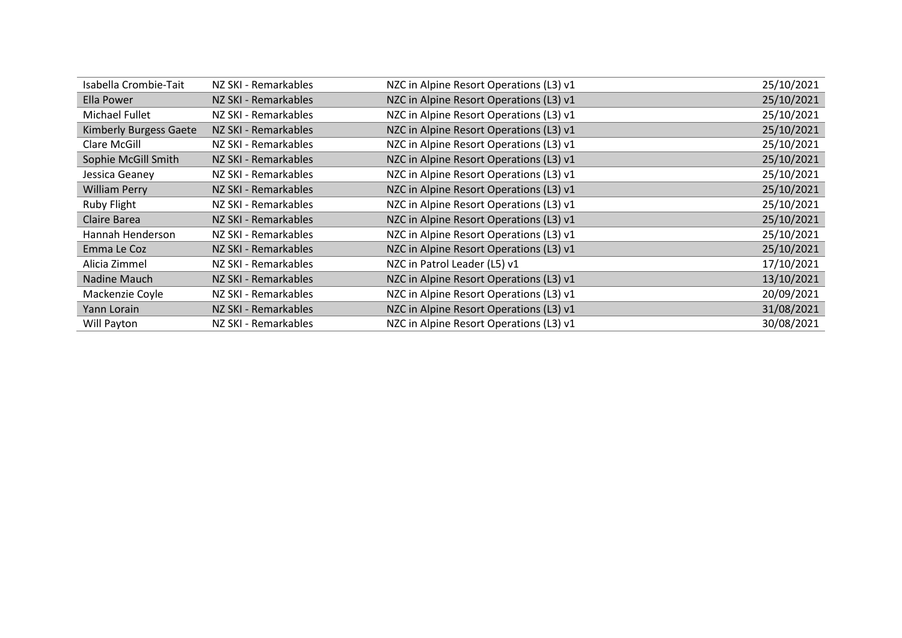| | | | |
|---|---|---|---|
| Isabella Crombie-Tait | NZ SKI - Remarkables | NZC in Alpine Resort Operations (L3) v1 | 25/10/2021 |
| Ella Power | NZ SKI - Remarkables | NZC in Alpine Resort Operations (L3) v1 | 25/10/2021 |
| Michael Fullet | NZ SKI - Remarkables | NZC in Alpine Resort Operations (L3) v1 | 25/10/2021 |
| Kimberly Burgess Gaete | NZ SKI - Remarkables | NZC in Alpine Resort Operations (L3) v1 | 25/10/2021 |
| Clare McGill | NZ SKI - Remarkables | NZC in Alpine Resort Operations (L3) v1 | 25/10/2021 |
| Sophie McGill Smith | NZ SKI - Remarkables | NZC in Alpine Resort Operations (L3) v1 | 25/10/2021 |
| Jessica Geaney | NZ SKI - Remarkables | NZC in Alpine Resort Operations (L3) v1 | 25/10/2021 |
| William Perry | NZ SKI - Remarkables | NZC in Alpine Resort Operations (L3) v1 | 25/10/2021 |
| Ruby Flight | NZ SKI - Remarkables | NZC in Alpine Resort Operations (L3) v1 | 25/10/2021 |
| Claire Barea | NZ SKI - Remarkables | NZC in Alpine Resort Operations (L3) v1 | 25/10/2021 |
| Hannah Henderson | NZ SKI - Remarkables | NZC in Alpine Resort Operations (L3) v1 | 25/10/2021 |
| Emma Le Coz | NZ SKI - Remarkables | NZC in Alpine Resort Operations (L3) v1 | 25/10/2021 |
| Alicia Zimmel | NZ SKI - Remarkables | NZC in Patrol Leader (L5) v1 | 17/10/2021 |
| Nadine Mauch | NZ SKI - Remarkables | NZC in Alpine Resort Operations (L3) v1 | 13/10/2021 |
| Mackenzie Coyle | NZ SKI - Remarkables | NZC in Alpine Resort Operations (L3) v1 | 20/09/2021 |
| Yann Lorain | NZ SKI - Remarkables | NZC in Alpine Resort Operations (L3) v1 | 31/08/2021 |
| Will Payton | NZ SKI - Remarkables | NZC in Alpine Resort Operations (L3) v1 | 30/08/2021 |